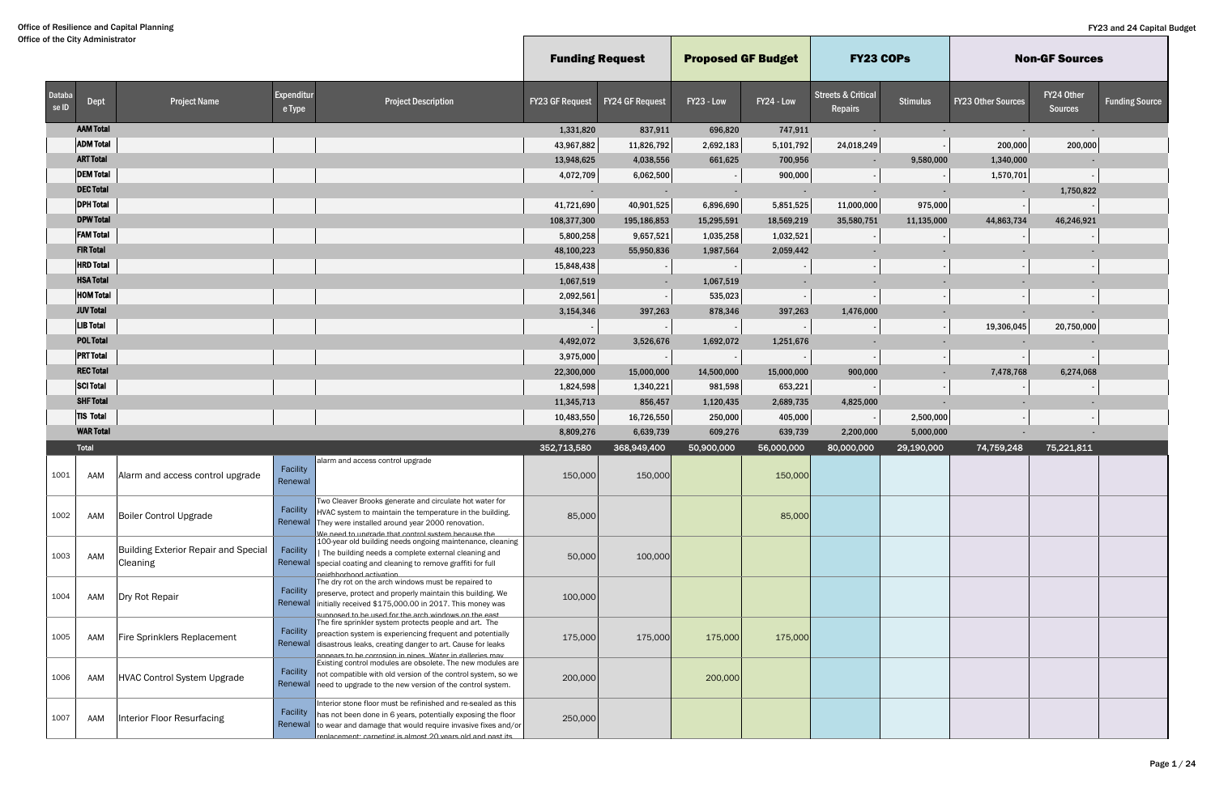Office of Resilience and Capital Planning
Office of the City Administrator

FY23 and 24 Capital Budget

| Database ID | Dept | Project Name | Expenditure Type | Project Description | Funding Request: FY23 GF Request | Funding Request: FY24 GF Request | Proposed GF Budget: FY23 - Low | Proposed GF Budget: FY24 - Low | FY23 COPs: Streets & Critical Repairs | FY23 COPs: Stimulus | Non-GF Sources: FY23 Other Sources | Non-GF Sources: FY24 Other Sources | Non-GF Sources: Funding Source |
|---|---|---|---|---|---|---|---|---|---|---|---|---|---|
| | AAM Total | | | | 1,331,820 | 837,911 | 696,820 | 747,911 | - | - | - | - | |
| | ADM Total | | | | 43,967,882 | 11,826,792 | 2,692,183 | 5,101,792 | 24,018,249 | - | 200,000 | 200,000 | |
| | ART Total | | | | 13,948,625 | 4,038,556 | 661,625 | 700,956 | - | 9,580,000 | 1,340,000 | - | |
| | DEM Total | | | | 4,072,709 | 6,062,500 | - | 900,000 | - | - | 1,570,701 | - | |
| | DEC Total | | | | - | - | - | - | - | - | - | 1,750,822 | |
| | DPH Total | | | | 41,721,690 | 40,901,525 | 6,896,690 | 5,851,525 | 11,000,000 | 975,000 | - | - | |
| | DPW Total | | | | 108,377,300 | 195,186,853 | 15,295,591 | 18,569,219 | 35,580,751 | 11,135,000 | 44,863,734 | 46,246,921 | |
| | FAM Total | | | | 5,800,258 | 9,657,521 | 1,035,258 | 1,032,521 | - | - | - | - | |
| | FIR Total | | | | 48,100,223 | 55,950,836 | 1,987,564 | 2,059,442 | - | - | - | - | |
| | HRD Total | | | | 15,848,438 | - | - | - | - | - | - | - | |
| | HSA Total | | | | 1,067,519 | - | 1,067,519 | - | - | - | - | - | |
| | HOM Total | | | | 2,092,561 | - | 535,023 | - | - | - | - | - | |
| | JUV Total | | | | 3,154,346 | 397,263 | 878,346 | 397,263 | 1,476,000 | - | - | - | |
| | LIB Total | | | | - | - | - | - | - | - | 19,306,045 | 20,750,000 | |
| | POL Total | | | | 4,492,072 | 3,526,676 | 1,692,072 | 1,251,676 | - | - | - | - | |
| | PRT Total | | | | 3,975,000 | - | - | - | - | - | - | - | |
| | REC Total | | | | 22,300,000 | 15,000,000 | 14,500,000 | 15,000,000 | 900,000 | - | 7,478,768 | 6,274,068 | |
| | SCI Total | | | | 1,824,598 | 1,340,221 | 981,598 | 653,221 | - | - | - | - | |
| | SHF Total | | | | 11,345,713 | 856,457 | 1,120,435 | 2,689,735 | 4,825,000 | - | - | - | |
| | TIS Total | | | | 10,483,550 | 16,726,550 | 250,000 | 405,000 | - | 2,500,000 | - | - | |
| | WAR Total | | | | 8,809,276 | 6,639,739 | 609,276 | 639,739 | 2,200,000 | 5,000,000 | - | - | |
| | Total | | | | 352,713,580 | 368,949,400 | 50,900,000 | 56,000,000 | 80,000,000 | 29,190,000 | 74,759,248 | 75,221,811 | |
| 1001 | AAM | Alarm and access control upgrade | Facility Renewal | alarm and access control upgrade | 150,000 | 150,000 | | 150,000 | | | | | |
| 1002 | AAM | Boiler Control Upgrade | Facility Renewal | Two Cleaver Brooks generate and circulate hot water for HVAC system to maintain the temperature in the building. They were installed around year 2000 renovation. We need to upgrade that control system because the | 85,000 | | | 85,000 | | | | | |
| 1003 | AAM | Building Exterior Repair and Special Cleaning | Facility Renewal | 100-year old building needs ongoing maintenance, cleaning \| The building needs a complete external cleaning and special coating and cleaning to remove graffiti for full neighborhood activation | 50,000 | 100,000 | | | | | | | |
| 1004 | AAM | Dry Rot Repair | Facility Renewal | The dry rot on the arch windows must be repaired to preserve, protect and properly maintain this building. We initially received $175,000.00 in 2017. This money was supposed to be used for the arch windows on the east | 100,000 | | | | | | | | |
| 1005 | AAM | Fire Sprinklers Replacement | Facility Renewal | The fire sprinkler system protects people and art. The preaction system is experiencing frequent and potentially disastrous leaks, creating danger to art. Cause for leaks appears to be corrosion in pipes. Water in galleries may | 175,000 | 175,000 | 175,000 | 175,000 | | | | | |
| 1006 | AAM | HVAC Control System Upgrade | Facility Renewal | Existing control modules are obsolete. The new modules are not compatible with old version of the control system, so we need to upgrade to the new version of the control system. | 200,000 | | 200,000 | | | | | | |
| 1007 | AAM | Interior Floor Resurfacing | Facility Renewal | Interior stone floor must be refinished and re-sealed as this has not been done in 6 years, potentially exposing the floor to wear and damage that would require invasive fixes and/or replacement; carpeting is almost 20 years old and past its | 250,000 | | | | | | | | |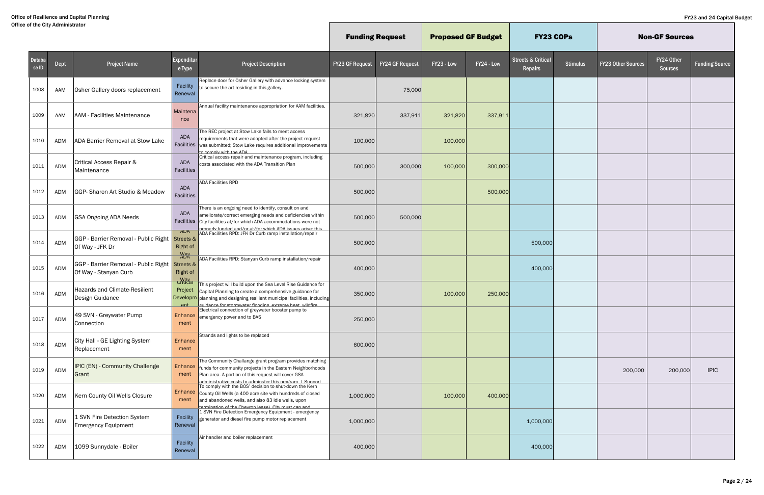| | | | | | Funding Request | | Proposed GF Budget | | FY23 COPs | | Non-GF Sources | | |
|---|---|---|---|---|---|---|---|---|---|---|---|---|---|
| Database ID | Dept | Project Name | Expenditure Type | Project Description | FY23 GF Request | FY24 GF Request | FY23 - Low | FY24 - Low | Streets & Critical Repairs | Stimulus | FY23 Other Sources | FY24 Other Sources | Funding Source |
| 1008 | AAM | Osher Gallery doors replacement | Facility Renewal | Replace door for Osher Gallery with advance locking system to secure the art residing in this gallery. | | 75,000 | | | | | | | |
| 1009 | AAM | AAM - Facilities Maintenance | Maintenance | Annual facility maintenance appropriation for AAM facilities. | 321,820 | 337,911 | 321,820 | 337,911 | | | | | |
| 1010 | ADM | ADA Barrier Removal at Stow Lake | ADA Facilities | The REC project at Stow Lake fails to meet access requirements that were adopted after the project request was submitted; Stow Lake requires additional improvements to comply with the ADA | 100,000 | | 100,000 | | | | | | |
| 1011 | ADM | Critical Access Repair & Maintenance | ADA Facilities | Critical access repair and maintenance program, including costs associated with the ADA Transition Plan | 500,000 | 300,000 | 100,000 | 300,000 | | | | | |
| 1012 | ADM | GGP- Sharon Art Studio & Meadow | ADA Facilities | ADA Facilities RPD | 500,000 | | | 500,000 | | | | | |
| 1013 | ADM | GSA Ongoing ADA Needs | ADA Facilities | There is an ongoing need to identify, consult on and ameliorate/correct emerging needs and deficiencies within City facilities at/for which ADA accommodations were not properly funded and/or at/for which ADA issues arise; this | 500,000 | 500,000 | | | | | | | |
| 1014 | ADM | GGP - Barrier Removal - Public Right Of Way - JFK Dr | ADA Streets & Right of Way | ADA Facilities RPD: JFK Dr Curb ramp installation/repair | 500,000 | | | | 500,000 | | | | |
| 1015 | ADM | GGP - Barrier Removal - Public Right Of Way - Stanyan Curb | ADA Streets & Right of Way | ADA Facilities RPD: Stanyan Curb ramp installation/repair | 400,000 | | | | 400,000 | | | | |
| 1016 | ADM | Hazards and Climate-Resilient Design Guidance | Critical Project Development | This project will build upon the Sea Level Rise Guidance for Capital Planning to create a comprehensive guidance for planning and designing resilient municipal facilities, including guidance for stormwater flooding, extreme heat, wildfire | 350,000 | | 100,000 | 250,000 | | | | | |
| 1017 | ADM | 49 SVN - Greywater Pump Connection | Enhancement | Electrical connection of greywater booster pump to emergency power and to BAS | 250,000 | | | | | | | | |
| 1018 | ADM | City Hall - GE Lighting System Replacement | Enhancement | Strands and lights to be replaced | 600,000 | | | | | | | | |
| 1019 | ADM | IPIC (EN) - Community Challenge Grant | Enhancement | The Community Challange grant program provides matching funds for community projects in the Eastern Neighborhoods Plan area. A portion of this request will cover GSA administrative costs to adminster this program. | Support | | | | | | | 200,000 | 200,000 | IPIC |
| 1020 | ADM | Kern County Oil Wells Closure | Enhancement | To comply with the BOS' decision to shut-down the Kern County Oil Wells (a 400 acre site with hundreds of closed and abandoned wells, and also 83 idle wells, upon termination of the Chevron lease), City must cap and | 1,000,000 | | 100,000 | 400,000 | | | | | |
| 1021 | ADM | 1 SVN Fire Detection System Emergency Equipment | Facility Renewal | 1 SVN Fire Detection Emergency Equipment - emergency generator and diesel fire pump motor replacement | 1,000,000 | | | | 1,000,000 | | | | |
| 1022 | ADM | 1099 Sunnydale - Boiler | Facility Renewal | Air handler and boiler replacement | 400,000 | | | | 400,000 | | | | |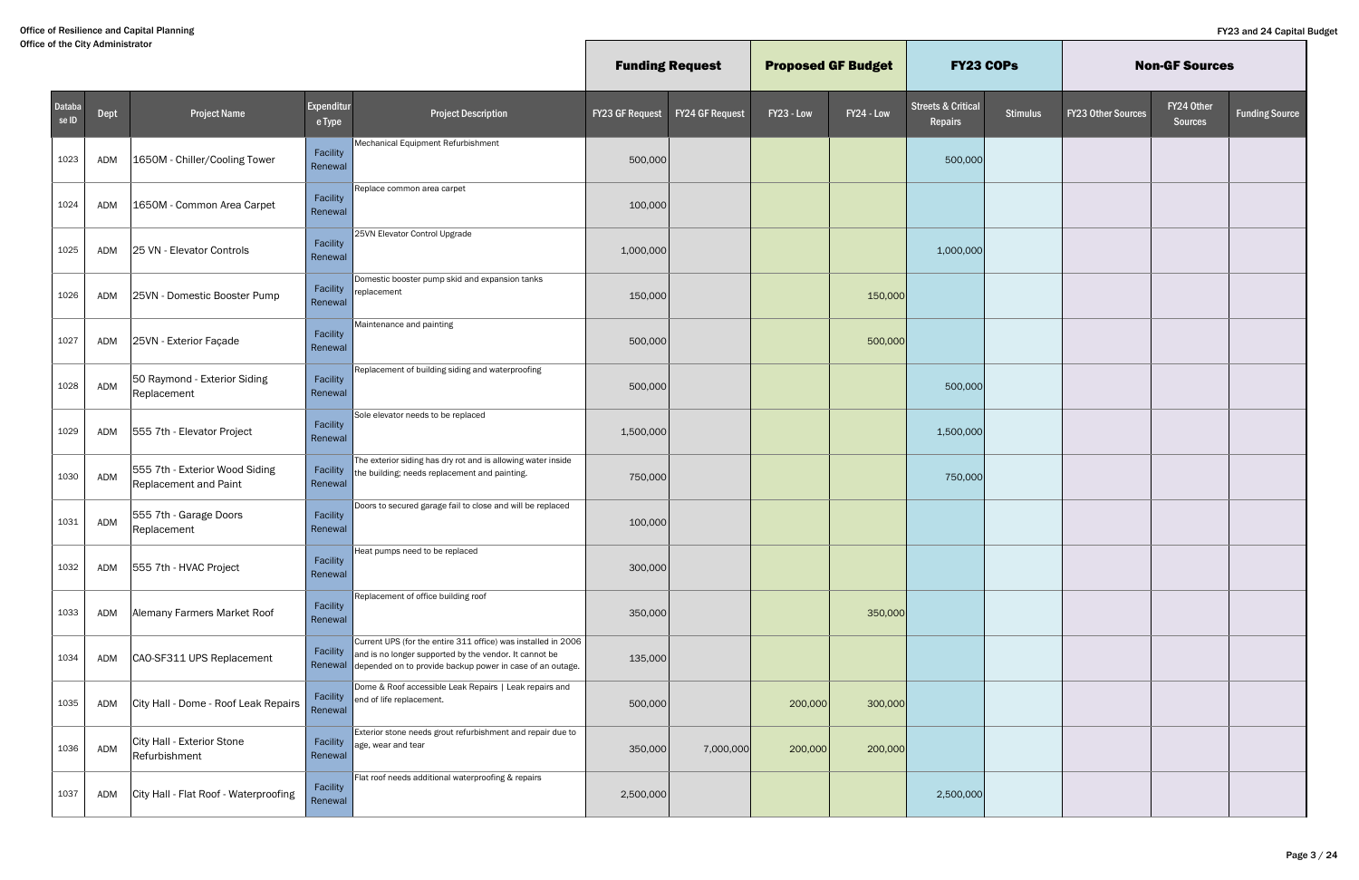Office of Resilience and Capital Planning
Office of the City Administrator

FY23 and 24 Capital Budget

| | | | | | Funding Request | | Proposed GF Budget | | FY23 COPs | | Non-GF Sources | | |
|---|---|---|---|---|---|---|---|---|---|---|---|---|---|
| Database ID | Dept | Project Name | Expenditure Type | Project Description | FY23 GF Request | FY24 GF Request | FY23 - Low | FY24 - Low | Streets & Critical Repairs | Stimulus | FY23 Other Sources | FY24 Other Sources | Funding Source |
| 1023 | ADM | 1650M - Chiller/Cooling Tower | Facility Renewal | Mechanical Equipment Refurbishment | 500,000 | | | | 500,000 | | | | |
| 1024 | ADM | 1650M - Common Area Carpet | Facility Renewal | Replace common area carpet | 100,000 | | | | | | | | |
| 1025 | ADM | 25 VN - Elevator Controls | Facility Renewal | 25VN Elevator Control Upgrade | 1,000,000 | | | | 1,000,000 | | | | |
| 1026 | ADM | 25VN - Domestic Booster Pump | Facility Renewal | Domestic booster pump skid and expansion tanks replacement | 150,000 | | | 150,000 | | | | | |
| 1027 | ADM | 25VN - Exterior Façade | Facility Renewal | Maintenance and painting | 500,000 | | | 500,000 | | | | | |
| 1028 | ADM | 50 Raymond - Exterior Siding Replacement | Facility Renewal | Replacement of building siding and waterproofing | 500,000 | | | | 500,000 | | | | |
| 1029 | ADM | 555 7th - Elevator Project | Facility Renewal | Sole elevator needs to be replaced | 1,500,000 | | | | 1,500,000 | | | | |
| 1030 | ADM | 555 7th - Exterior Wood Siding Replacement and Paint | Facility Renewal | The exterior siding has dry rot and is allowing water inside the building; needs replacement and painting. | 750,000 | | | | 750,000 | | | | |
| 1031 | ADM | 555 7th - Garage Doors Replacement | Facility Renewal | Doors to secured garage fail to close and will be replaced | 100,000 | | | | | | | | |
| 1032 | ADM | 555 7th - HVAC Project | Facility Renewal | Heat pumps need to be replaced | 300,000 | | | | | | | | |
| 1033 | ADM | Alemany Farmers Market Roof | Facility Renewal | Replacement of office building roof | 350,000 | | | 350,000 | | | | | |
| 1034 | ADM | CAO-SF311 UPS Replacement | Facility Renewal | Current UPS (for the entire 311 office) was installed in 2006 and is no longer supported by the vendor. It cannot be depended on to provide backup power in case of an outage. | 135,000 | | | | | | | | |
| 1035 | ADM | City Hall - Dome - Roof Leak Repairs | Facility Renewal | Dome & Roof accessible Leak Repairs \| Leak repairs and end of life replacement. | 500,000 | | 200,000 | 300,000 | | | | | |
| 1036 | ADM | City Hall - Exterior Stone Refurbishment | Facility Renewal | Exterior stone needs grout refurbishment and repair due to age, wear and tear | 350,000 | 7,000,000 | 200,000 | 200,000 | | | | | |
| 1037 | ADM | City Hall - Flat Roof - Waterproofing | Facility Renewal | Flat roof needs additional waterproofing & repairs | 2,500,000 | | | | 2,500,000 | | | | |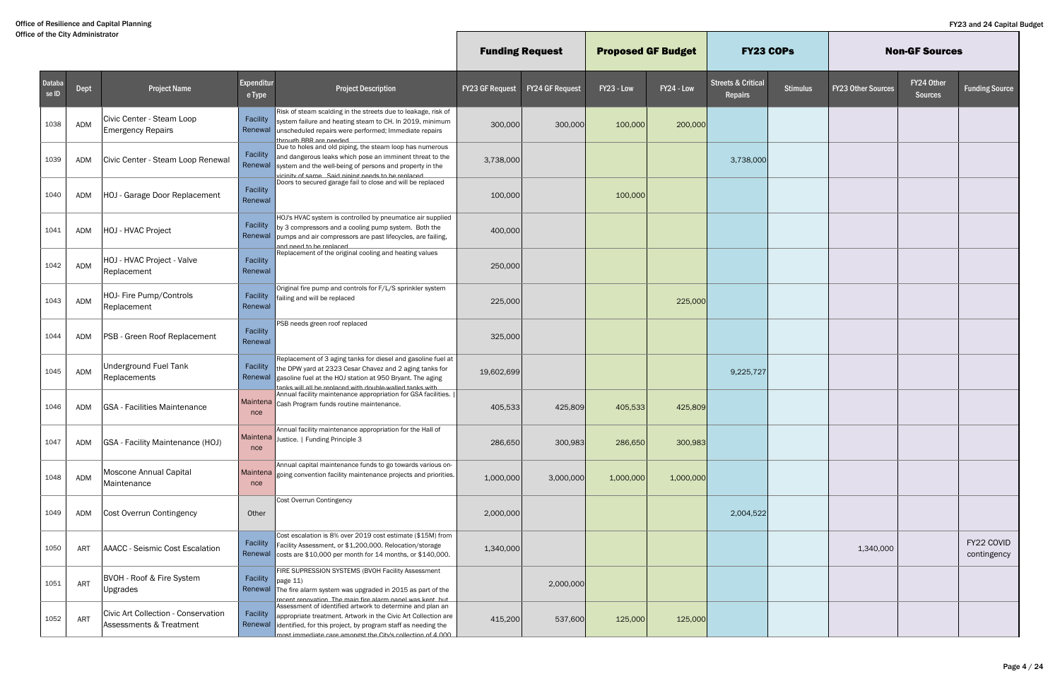Office of Resilience and Capital Planning
Office of the City Administrator

FY23 and 24 Capital Budget

| | | | | | Funding Request | | Proposed GF Budget | | FY23 COPs | | Non-GF Sources | | |
|---|---|---|---|---|---|---|---|---|---|---|---|---|---|
| Database ID | Dept | Project Name | Expenditure Type | Project Description | FY23 GF Request | FY24 GF Request | FY23 - Low | FY24 - Low | Streets & Critical Repairs | Stimulus | FY23 Other Sources | FY24 Other Sources | Funding Source |
| 1038 | ADM | Civic Center - Steam Loop Emergency Repairs | Facility Renewal | Risk of steam scalding in the streets due to leakage, risk of system failure and heating steam to CH. In 2019, minimum unscheduled repairs were performed; Immediate repairs through BBR are needed | 300,000 | 300,000 | 100,000 | 200,000 | | | | | |
| 1039 | ADM | Civic Center - Steam Loop Renewal | Facility Renewal | Due to holes and old piping, the steam loop has numerous and dangerous leaks which pose an imminent threat to the system and the well-being of persons and property in the vicinity of same. Said piping needs to be replaced | 3,738,000 | | | | 3,738,000 | | | | |
| 1040 | ADM | HOJ - Garage Door Replacement | Facility Renewal | Doors to secured garage fail to close and will be replaced | 100,000 | | 100,000 | | | | | | |
| 1041 | ADM | HOJ - HVAC Project | Facility Renewal | HOJ's HVAC system is controlled by pneumatice air supplied by 3 compressors and a cooling pump system. Both the pumps and air compressors are past lifecycles, are failing, and need to be replaced | 400,000 | | | | | | | | |
| 1042 | ADM | HOJ - HVAC Project - Valve Replacement | Facility Renewal | Replacement of the original cooling and heating values | 250,000 | | | | | | | | |
| 1043 | ADM | HOJ- Fire Pump/Controls Replacement | Facility Renewal | Original fire pump and controls for F/L/S sprinkler system failing and will be replaced | 225,000 | | | 225,000 | | | | | |
| 1044 | ADM | PSB - Green Roof Replacement | Facility Renewal | PSB needs green roof replaced | 325,000 | | | | | | | | |
| 1045 | ADM | Underground Fuel Tank Replacements | Facility Renewal | Replacement of 3 aging tanks for diesel and gasoline fuel at the DPW yard at 2323 Cesar Chavez and 2 aging tanks for gasoline fuel at the HOJ station at 950 Bryant. The aging tanks will all be replaced with double-walled tanks with | 19,602,699 | | | | 9,225,727 | | | | |
| 1046 | ADM | GSA - Facilities Maintenance | Maintenance | Annual facility maintenance appropriation for GSA facilities. \| Cash Program funds routine maintenance. | 405,533 | 425,809 | 405,533 | 425,809 | | | | | |
| 1047 | ADM | GSA - Facility Maintenance (HOJ) | Maintenance | Annual facility maintenance appropriation for the Hall of Justice. \| Funding Principle 3 | 286,650 | 300,983 | 286,650 | 300,983 | | | | | |
| 1048 | ADM | Moscone Annual Capital Maintenance | Maintenance | Annual capital maintenance funds to go towards various on-going convention facility maintenance projects and priorities. | 1,000,000 | 3,000,000 | 1,000,000 | 1,000,000 | | | | | |
| 1049 | ADM | Cost Overrun Contingency | Other | Cost Overrun Contingency | 2,000,000 | | | | 2,004,522 | | | | |
| 1050 | ART | AAACC - Seismic Cost Escalation | Facility Renewal | Cost escalation is 8% over 2019 cost estimate ($15M) from Facility Assessment, or $1,200,000. Relocation/storage costs are $10,000 per month for 14 months, or $140,000. | 1,340,000 | | | | | | 1,340,000 | | FY22 COVID contingency |
| 1051 | ART | BVOH - Roof & Fire System Upgrades | Facility Renewal | FIRE SUPRESSION SYSTEMS (BVOH Facility Assessment page 11) The fire alarm system was upgraded in 2015 as part of the recent renovation. The main fire alarm panel was kept, but | | 2,000,000 | | | | | | | |
| 1052 | ART | Civic Art Collection - Conservation Assessments & Treatment | Facility Renewal | Assessment of identified artwork to determine and plan an appropriate treatment. Artwork in the Civic Art Collection are identified, for this project, by program staff as needing the most immediate care amongst the City's collection of 4,000 | 415,200 | 537,600 | 125,000 | 125,000 | | | | | |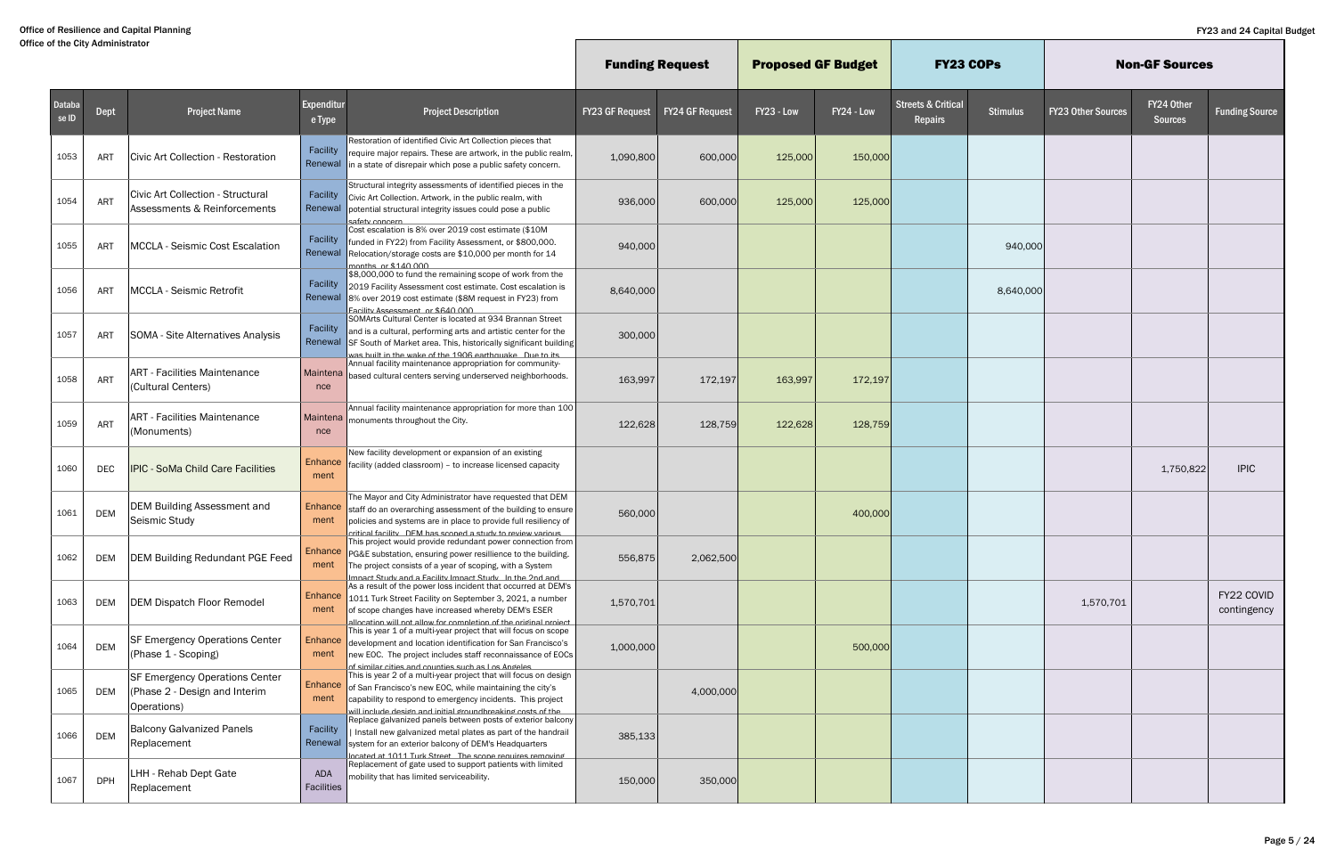Office of Resilience and Capital Planning
Office of the City Administrator

FY23 and 24 Capital Budget

| | | | | | Funding Request | | Proposed GF Budget | | FY23 COPs | | Non-GF Sources | | |
|---|---|---|---|---|---|---|---|---|---|---|---|---|---|
| Database ID | Dept | Project Name | Expenditure Type | Project Description | FY23 GF Request | FY24 GF Request | FY23 - Low | FY24 - Low | Streets & Critical Repairs | Stimulus | FY23 Other Sources | FY24 Other Sources | Funding Source |
| 1053 | ART | Civic Art Collection - Restoration | Facility Renewal | Restoration of identified Civic Art Collection pieces that require major repairs. These are artwork, in the public realm, in a state of disrepair which pose a public safety concern. | 1,090,800 | 600,000 | 125,000 | 150,000 | | | | | |
| 1054 | ART | Civic Art Collection - Structural Assessments & Reinforcements | Facility Renewal | Structural integrity assessments of identified pieces in the Civic Art Collection. Artwork, in the public realm, with potential structural integrity issues could pose a public safety concern | 936,000 | 600,000 | 125,000 | 125,000 | | | | | |
| 1055 | ART | MCCLA - Seismic Cost Escalation | Facility Renewal | Cost escalation is 8% over 2019 cost estimate ($10M funded in FY22) from Facility Assessment, or $800,000. Relocation/storage costs are $10,000 per month for 14 months, or $140,000 | 940,000 | | | | | 940,000 | | | |
| 1056 | ART | MCCLA - Seismic Retrofit | Facility Renewal | $8,000,000 to fund the remaining scope of work from the 2019 Facility Assessment cost estimate. Cost escalation is 8% over 2019 cost estimate ($8M request in FY23) from Facility Assessment, or $640,000 | 8,640,000 | | | | | 8,640,000 | | | |
| 1057 | ART | SOMA - Site Alternatives Analysis | Facility Renewal | SOMArts Cultural Center is located at 934 Brannan Street and is a cultural, performing arts and artistic center for the SF South of Market area. This, historically significant building was built in the wake of the 1906 earthquake. Due to its | 300,000 | | | | | | | | |
| 1058 | ART | ART - Facilities Maintenance (Cultural Centers) | Maintenance | Annual facility maintenance appropriation for community-based cultural centers serving underserved neighborhoods. | 163,997 | 172,197 | 163,997 | 172,197 | | | | | |
| 1059 | ART | ART - Facilities Maintenance (Monuments) | Maintenance | Annual facility maintenance appropriation for more than 100 monuments throughout the City. | 122,628 | 128,759 | 122,628 | 128,759 | | | | | |
| 1060 | DEC | IPIC - SoMa Child Care Facilities | Enhancement | New facility development or expansion of an existing facility (added classroom) – to increase licensed capacity | | | | | | | | 1,750,822 | IPIC |
| 1061 | DEM | DEM Building Assessment and Seismic Study | Enhancement | The Mayor and City Administrator have requested that DEM staff do an overarching assessment of the building to ensure policies and systems are in place to provide full resiliency of critical facility. DEM has scoped a study to review various | 560,000 | | | 400,000 | | | | | |
| 1062 | DEM | DEM Building Redundant PGE Feed | Enhancement | This project would provide redundant power connection from PG&E substation, ensuring power resillience to the building. The project consists of a year of scoping, with a System Impact Study and a Facility Impact Study. In the 2nd and | 556,875 | 2,062,500 | | | | | | | |
| 1063 | DEM | DEM Dispatch Floor Remodel | Enhancement | As a result of the power loss incident that occurred at DEM's 1011 Turk Street Facility on September 3, 2021, a number of scope changes have increased whereby DEM's ESER allocation will not allow for completion of the original project | 1,570,701 | | | | | | 1,570,701 | | FY22 COVID contingency |
| 1064 | DEM | SF Emergency Operations Center (Phase 1 - Scoping) | Enhancement | This is year 1 of a multi-year project that will focus on scope development and location identification for San Francisco's new EOC. The project includes staff reconnaissance of EOCs of similar cities and counties such as Los Angeles | 1,000,000 | | | 500,000 | | | | | |
| 1065 | DEM | SF Emergency Operations Center (Phase 2 - Design and Interim Operations) | Enhancement | This is year 2 of a multi-year project that will focus on design of San Francisco's new EOC, while maintaining the city's capability to respond to emergency incidents. This project will include design and initial groundbreaking costs of the | | 4,000,000 | | | | | | | |
| 1066 | DEM | Balcony Galvanized Panels Replacement | Facility Renewal | Replace galvanized panels between posts of exterior balcony \| Install new galvanized metal plates as part of the handrail system for an exterior balcony of DEM's Headquarters located at 1011 Turk Street. The scope requires removing | 385,133 | | | | | | | | |
| 1067 | DPH | LHH - Rehab Dept Gate Replacement | ADA Facilities | Replacement of gate used to support patients with limited mobility that has limited serviceability. | 150,000 | 350,000 | | | | | | | |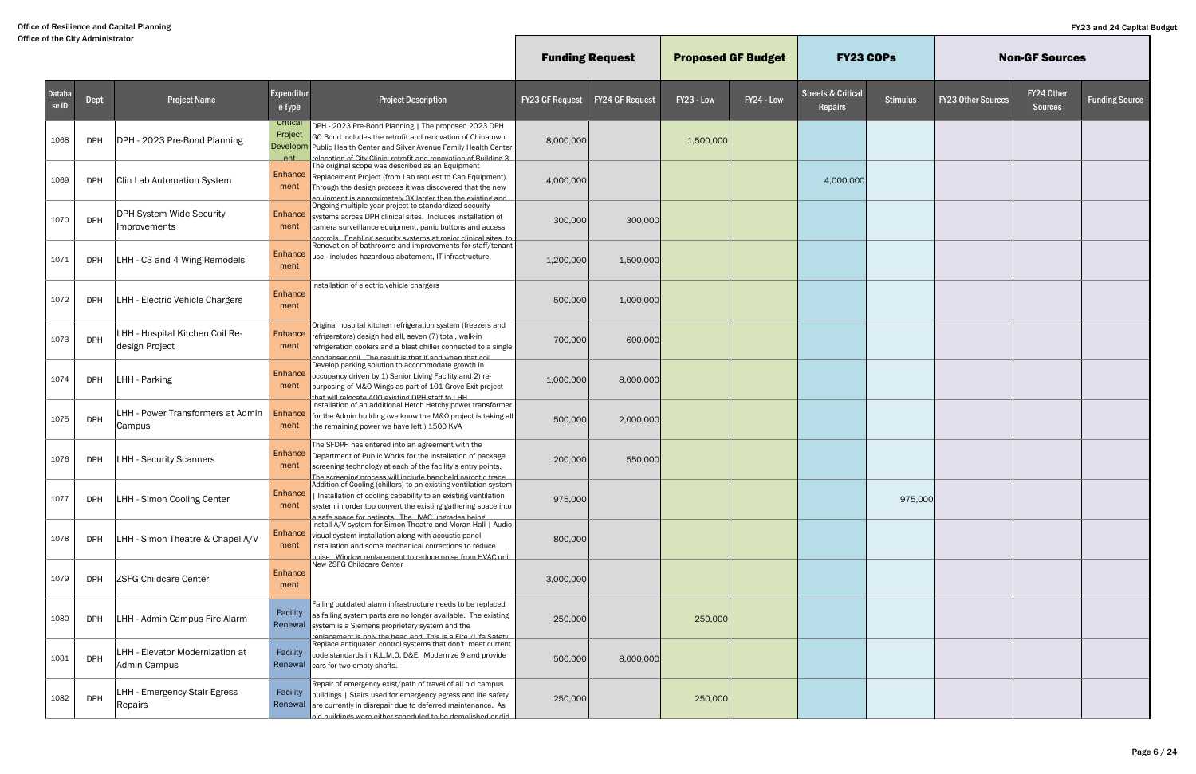Office of Resilience and Capital Planning
Office of the City Administrator

FY23 and 24 Capital Budget

| Database ID | Dept | Project Name | Expenditure Type | Project Description | Funding Request | | Proposed GF Budget | | FY23 COPs | | Non-GF Sources | | |
|---|---|---|---|---|---|---|---|---|---|---|---|---|---|
| | | | | | FY23 GF Request | FY24 GF Request | FY23 - Low | FY24 - Low | Streets & Critical Repairs | Stimulus | FY23 Other Sources | FY24 Other Sources | Funding Source |
| 1068 | DPH | DPH - 2023 Pre-Bond Planning | Critical Project Development | DPH - 2023 Pre-Bond Planning \| The proposed 2023 DPH GO Bond includes the retrofit and renovation of Chinatown Public Health Center and Silver Avenue Family Health Center; relocation of City Clinic; retrofit and renovation of Building 3 | 8,000,000 | | 1,500,000 | | | | | | |
| 1069 | DPH | Clin Lab Automation System | Enhancement | The original scope was described as an Equipment Replacement Project (from Lab request to Cap Equipment). Through the design process it was discovered that the new equipment is approximately 3X larger than the existing and | 4,000,000 | | | | 4,000,000 | | | | |
| 1070 | DPH | DPH System Wide Security Improvements | Enhancement | Ongoing multiple year project to standardized security systems across DPH clinical sites. Includes installation of camera surveillance equipment, panic buttons and access controls. Enabling security systems at major clinical sites to | 300,000 | 300,000 | | | | | | | |
| 1071 | DPH | LHH - C3 and 4 Wing Remodels | Enhancement | Renovation of bathrooms and improvements for staff/tenant use - includes hazardous abatement, IT infrastructure. | 1,200,000 | 1,500,000 | | | | | | | |
| 1072 | DPH | LHH - Electric Vehicle Chargers | Enhancement | Installation of electric vehicle chargers | 500,000 | 1,000,000 | | | | | | | |
| 1073 | DPH | LHH - Hospital Kitchen Coil Re-design Project | Enhancement | Original hospital kitchen refrigeration system (freezers and refrigerators) design had all, seven (7) total, walk-in refrigeration coolers and a blast chiller connected to a single condenser coil. The result is that if and when that coil | 700,000 | 600,000 | | | | | | | |
| 1074 | DPH | LHH - Parking | Enhancement | Develop parking solution to accommodate growth in occupancy driven by 1) Senior Living Facility and 2) re-purposing of M&O Wings as part of 101 Grove Exit project that will relocate 400 existing DPH staff to LHH | 1,000,000 | 8,000,000 | | | | | | | |
| 1075 | DPH | LHH - Power Transformers at Admin Campus | Enhancement | Installation of an additional Hetch Hetchy power transformer for the Admin building (we know the M&O project is taking all the remaining power we have left.) 1500 KVA | 500,000 | 2,000,000 | | | | | | | |
| 1076 | DPH | LHH - Security Scanners | Enhancement | The SFDPH has entered into an agreement with the Department of Public Works for the installation of package screening technology at each of the facility's entry points. The screening process will include handheld narcotic trace | 200,000 | 550,000 | | | | | | | |
| 1077 | DPH | LHH - Simon Cooling Center | Enhancement | Addition of Cooling (chillers) to an existing ventilation system \| Installation of cooling capability to an existing ventilation system in order top convert the existing gathering space into a safe space for patients. The HVAC upgrades being | 975,000 | | | | | 975,000 | | | |
| 1078 | DPH | LHH - Simon Theatre & Chapel A/V | Enhancement | Install A/V system for Simon Theatre and Moran Hall \| Audio visual system installation along with acoustic panel installation and some mechanical corrections to reduce noise. Window replacement to reduce noise from HVAC unit | 800,000 | | | | | | | | |
| 1079 | DPH | ZSFG Childcare Center | Enhancement | New ZSFG Childcare Center | 3,000,000 | | | | | | | | |
| 1080 | DPH | LHH - Admin Campus Fire Alarm | Facility Renewal | Failing outdated alarm infrastructure needs to be replaced as failing system parts are no longer available. The existing system is a Siemens proprietary system and the replacement is only the head end. This is a Fire /Life Safety | 250,000 | | 250,000 | | | | | | |
| 1081 | DPH | LHH - Elevator Modernization at Admin Campus | Facility Renewal | Replace antiquated control systems that don't meet current code standards in K,L,M,O, D&E. Modernize 9 and provide cars for two empty shafts. | 500,000 | 8,000,000 | | | | | | | |
| 1082 | DPH | LHH - Emergency Stair Egress Repairs | Facility Renewal | Repair of emergency exist/path of travel of all old campus buildings \| Stairs used for emergency egress and life safety are currently in disrepair due to deferred maintenance. As old buildings were either scheduled to be demolished or did | 250,000 | | 250,000 | | | | | | |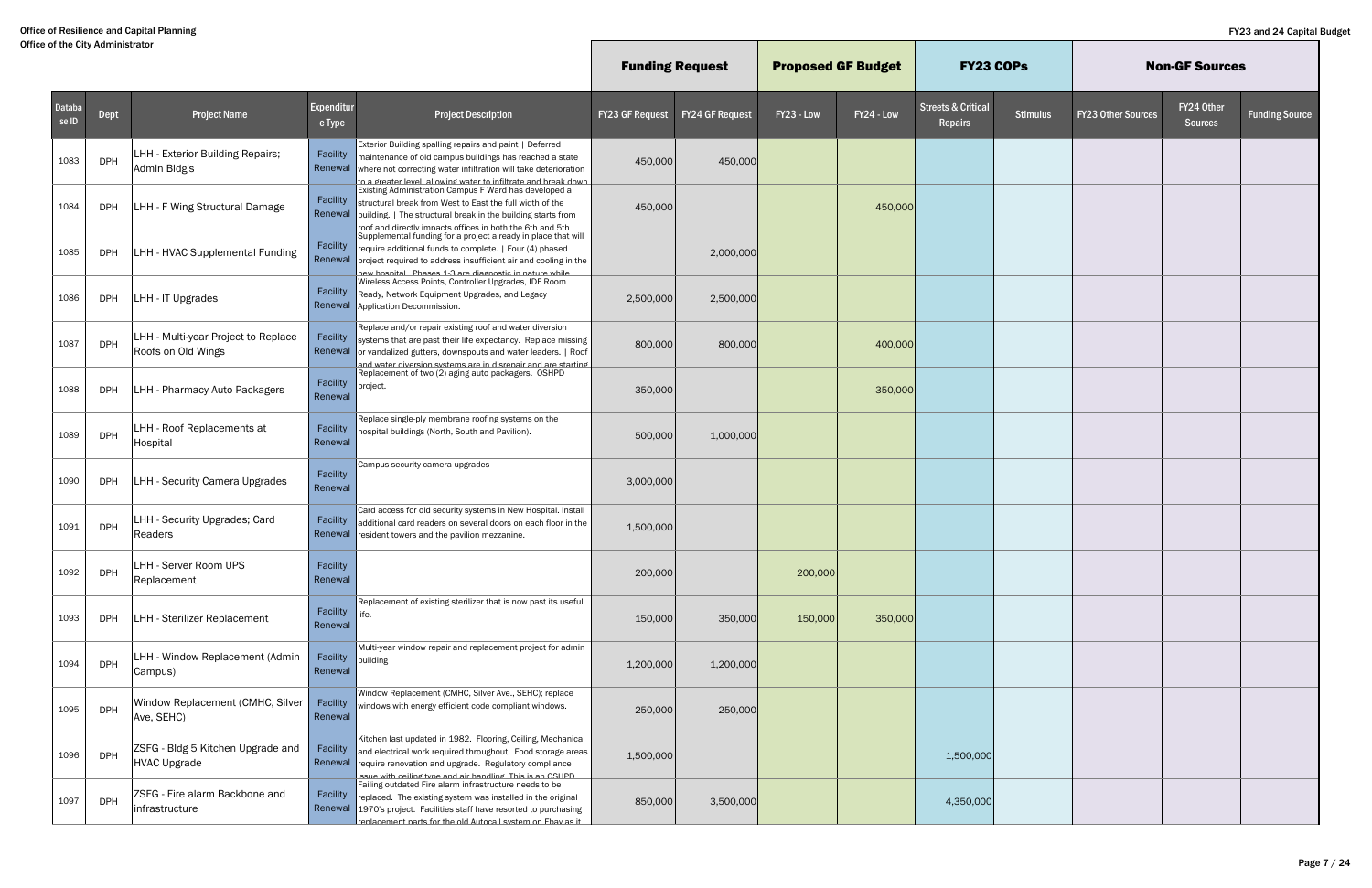| Database ID | Dept | Project Name | Expenditure Type | Project Description | Funding Request | | Proposed GF Budget | | FY23 COPs | | Non-GF Sources | | |
|---|---|---|---|---|---|---|---|---|---|---|---|---|---|
| | | | | | FY23 GF Request | FY24 GF Request | FY23 - Low | FY24 - Low | Streets & Critical Repairs | Stimulus | FY23 Other Sources | FY24 Other Sources | Funding Source |
| 1083 | DPH | LHH - Exterior Building Repairs; Admin Bldg's | Facility Renewal | Exterior Building spalling repairs and paint \| Deferred maintenance of old campus buildings has reached a state where not correcting water infiltration will take deterioration to a greater level allowing water to infiltrate and break down | 450,000 | 450,000 | | | | | | | |
| 1084 | DPH | LHH - F Wing Structural Damage | Facility Renewal | Existing Administration Campus F Ward has developed a structural break from West to East the full width of the building. \| The structural break in the building starts from roof and directly impacts offices in both the 6th and 5th | 450,000 | | | 450,000 | | | | | |
| 1085 | DPH | LHH - HVAC Supplemental Funding | Facility Renewal | Supplemental funding for a project already in place that will require additional funds to complete. \| Four (4) phased project required to address insufficient air and cooling in the new hospital. Phases 1-3 are diagnostic in nature while | | 2,000,000 | | | | | | | |
| 1086 | DPH | LHH - IT Upgrades | Facility Renewal | Wireless Access Points, Controller Upgrades, IDF Room Ready, Network Equipment Upgrades, and Legacy Application Decommission. | 2,500,000 | 2,500,000 | | | | | | | |
| 1087 | DPH | LHH - Multi-year Project to Replace Roofs on Old Wings | Facility Renewal | Replace and/or repair existing roof and water diversion systems that are past their life expectancy. Replace missing or vandalized gutters, downspouts and water leaders. \| Roof and water diversion systems are in disrepair and are starting | 800,000 | 800,000 | | 400,000 | | | | | |
| 1088 | DPH | LHH - Pharmacy Auto Packagers | Facility Renewal | Replacement of two (2) aging auto packagers. OSHPD project. | 350,000 | | | 350,000 | | | | | |
| 1089 | DPH | LHH - Roof Replacements at Hospital | Facility Renewal | Replace single-ply membrane roofing systems on the hospital buildings (North, South and Pavilion). | 500,000 | 1,000,000 | | | | | | | |
| 1090 | DPH | LHH - Security Camera Upgrades | Facility Renewal | Campus security camera upgrades | 3,000,000 | | | | | | | | |
| 1091 | DPH | LHH - Security Upgrades; Card Readers | Facility Renewal | Card access for old security systems in New Hospital. Install additional card readers on several doors on each floor in the resident towers and the pavilion mezzanine. | 1,500,000 | | | | | | | | |
| 1092 | DPH | LHH - Server Room UPS Replacement | Facility Renewal | | 200,000 | | 200,000 | | | | | | |
| 1093 | DPH | LHH - Sterilizer Replacement | Facility Renewal | Replacement of existing sterilizer that is now past its useful life. | 150,000 | 350,000 | 150,000 | 350,000 | | | | | |
| 1094 | DPH | LHH - Window Replacement (Admin Campus) | Facility Renewal | Multi-year window repair and replacement project for admin building | 1,200,000 | 1,200,000 | | | | | | | |
| 1095 | DPH | Window Replacement (CMHC, Silver Ave, SEHC) | Facility Renewal | Window Replacement (CMHC, Silver Ave., SEHC); replace windows with energy efficient code compliant windows. | 250,000 | 250,000 | | | | | | | |
| 1096 | DPH | ZSFG - Bldg 5 Kitchen Upgrade and HVAC Upgrade | Facility Renewal | Kitchen last updated in 1982. Flooring, Ceiling, Mechanical and electrical work required throughout. Food storage areas require renovation and upgrade. Regulatory compliance issue with ceiling type and air handling. This is an OSHPD | 1,500,000 | | | | 1,500,000 | | | | |
| 1097 | DPH | ZSFG - Fire alarm Backbone and infrastructure | Facility Renewal | Failing outdated Fire alarm infrastructure needs to be replaced. The existing system was installed in the original 1970's project. Facilities staff have resorted to purchasing replacement parts for the old Autocall system on Ebay as it | 850,000 | 3,500,000 | | | 4,350,000 | | | | |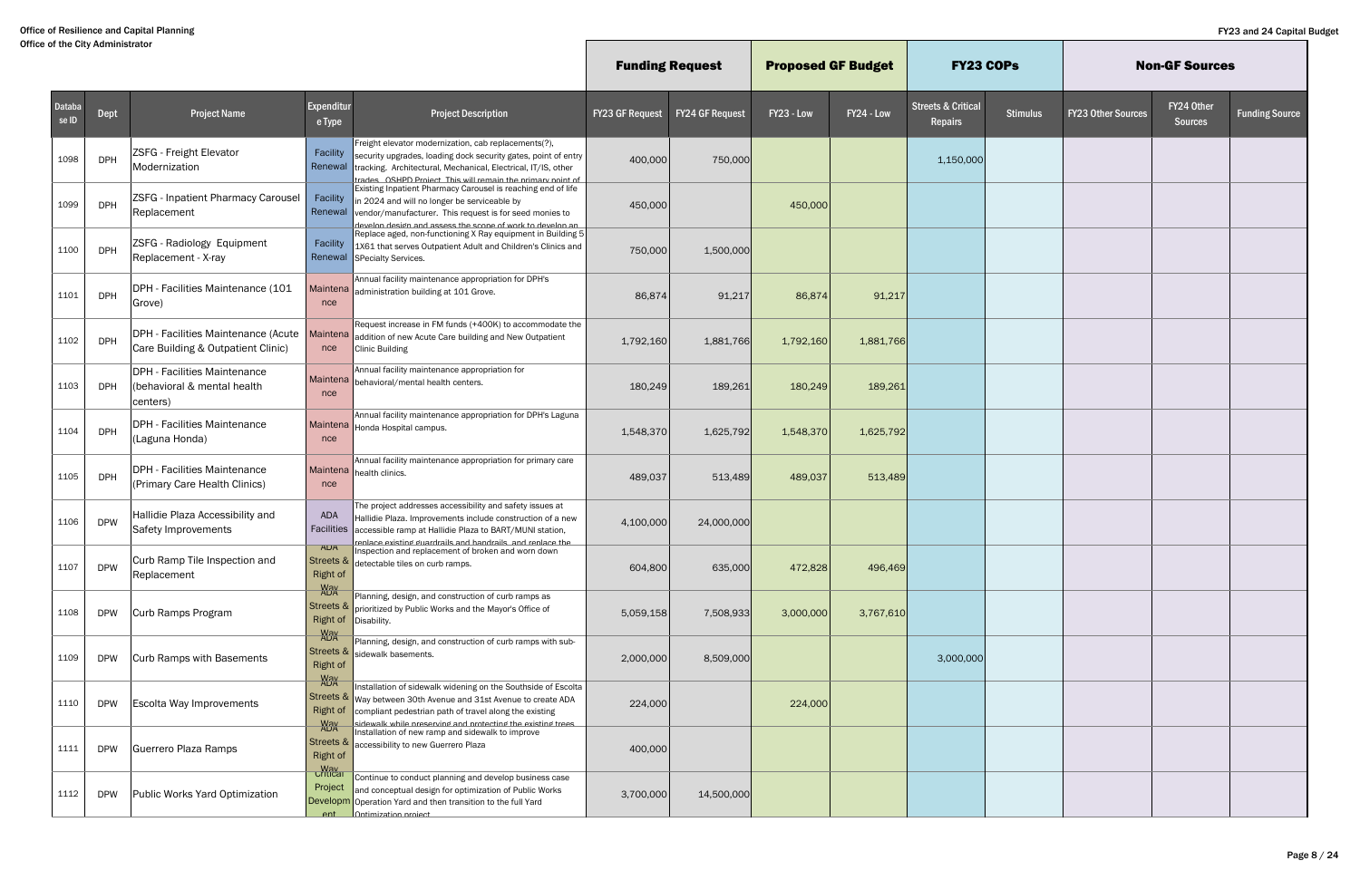Office of Resilience and Capital Planning
Office of the City Administrator

FY23 and 24 Capital Budget

| Database ID | Dept | Project Name | Expenditure Type | Project Description | Funding Request | | Proposed GF Budget | | FY23 COPs | | Non-GF Sources | | |
|---|---|---|---|---|---|---|---|---|---|---|---|---|---|
| | | | | | FY23 GF Request | FY24 GF Request | FY23 - Low | FY24 - Low | Streets & Critical Repairs | Stimulus | FY23 Other Sources | FY24 Other Sources | Funding Source |
| 1098 | DPH | ZSFG - Freight Elevator Modernization | Facility Renewal | Freight elevator modernization, cab replacements(?), security upgrades, loading dock security gates, point of entry tracking. Architectural, Mechanical, Electrical, IT/IS, other trades. OSHPD Project. This will remain the primary point of | 400,000 | 750,000 | | | 1,150,000 | | | | |
| 1099 | DPH | ZSFG - Inpatient Pharmacy Carousel Replacement | Facility Renewal | Existing Inpatient Pharmacy Carousel is reaching end of life in 2024 and will no longer be serviceable by vendor/manufacturer. This request is for seed monies to develop design and assess the scope of work to develop an | 450,000 | | 450,000 | | | | | | |
| 1100 | DPH | ZSFG - Radiology Equipment Replacement - X-ray | Facility Renewal | Replace aged, non-functioning X Ray equipment in Building 5 1X61 that serves Outpatient Adult and Children's Clinics and SPecialty Services. | 750,000 | 1,500,000 | | | | | | | |
| 1101 | DPH | DPH - Facilities Maintenance (101 Grove) | Maintenance | Annual facility maintenance appropriation for DPH's administration building at 101 Grove. | 86,874 | 91,217 | 86,874 | 91,217 | | | | | |
| 1102 | DPH | DPH - Facilities Maintenance (Acute Care Building & Outpatient Clinic) | Maintenance | Request increase in FM funds (+400K) to accommodate the addition of new Acute Care building and New Outpatient Clinic Building | 1,792,160 | 1,881,766 | 1,792,160 | 1,881,766 | | | | | |
| 1103 | DPH | DPH - Facilities Maintenance (behavioral & mental health centers) | Maintenance | Annual facility maintenance appropriation for behavioral/mental health centers. | 180,249 | 189,261 | 180,249 | 189,261 | | | | | |
| 1104 | DPH | DPH - Facilities Maintenance (Laguna Honda) | Maintenance | Annual facility maintenance appropriation for DPH's Laguna Honda Hospital campus. | 1,548,370 | 1,625,792 | 1,548,370 | 1,625,792 | | | | | |
| 1105 | DPH | DPH - Facilities Maintenance (Primary Care Health Clinics) | Maintenance | Annual facility maintenance appropriation for primary care health clinics. | 489,037 | 513,489 | 489,037 | 513,489 | | | | | |
| 1106 | DPW | Hallidie Plaza Accessibility and Safety Improvements | ADA Facilities | The project addresses accessibility and safety issues at Hallidie Plaza. Improvements include construction of a new accessible ramp at Hallidie Plaza to BART/MUNI station, replace existing guardrails and handrails, and replace the | 4,100,000 | 24,000,000 | | | | | | | |
| 1107 | DPW | Curb Ramp Tile Inspection and Replacement | ADA Streets & Right of Way | Inspection and replacement of broken and worn down detectable tiles on curb ramps. | 604,800 | 635,000 | 472,828 | 496,469 | | | | | |
| 1108 | DPW | Curb Ramps Program | ADA Streets & Right of Way | Planning, design, and construction of curb ramps as prioritized by Public Works and the Mayor's Office of Disability. | 5,059,158 | 7,508,933 | 3,000,000 | 3,767,610 | | | | | |
| 1109 | DPW | Curb Ramps with Basements | ADA Streets & Right of Way | Planning, design, and construction of curb ramps with sub-sidewalk basements. | 2,000,000 | 8,509,000 | | | 3,000,000 | | | | |
| 1110 | DPW | Escolta Way Improvements | ADA Streets & Right of Way | Installation of sidewalk widening on the Southside of Escolta Way between 30th Avenue and 31st Avenue to create ADA compliant pedestrian path of travel along the existing sidewalk while preserving and protecting the existing trees | 224,000 | | 224,000 | | | | | | |
| 1111 | DPW | Guerrero Plaza Ramps | ADA Streets & Right of Way | Installation of new ramp and sidewalk to improve accessibility to new Guerrero Plaza | 400,000 | | | | | | | | |
| 1112 | DPW | Public Works Yard Optimization | Critical Project Development | Continue to conduct planning and develop business case and conceptual design for optimization of Public Works Operation Yard and then transition to the full Yard Optimization project | 3,700,000 | 14,500,000 | | | | | | | |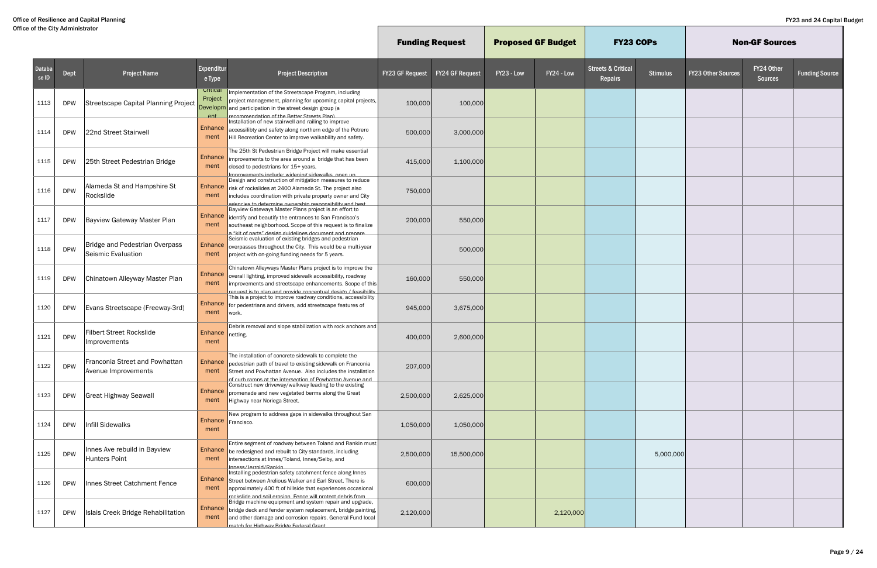Office of Resilience and Capital Planning
Office of the City Administrator

FY23 and 24 Capital Budget

| | | | | | Funding Request | | Proposed GF Budget | | FY23 COPs | | Non-GF Sources | | |
|---|---|---|---|---|---|---|---|---|---|---|---|---|---|
| Database ID | Dept | Project Name | Expenditure Type | Project Description | FY23 GF Request | FY24 GF Request | FY23 - Low | FY24 - Low | Streets & Critical Repairs | Stimulus | FY23 Other Sources | FY24 Other Sources | Funding Source |
| 1113 | DPW | Streetscape Capital Planning Project | Critical Project Development | Implementation of the Streetscape Program, including project management, planning for upcoming capital projects, and participation in the street design group (a recommendation of the Better Streets Plan) | 100,000 | 100,000 | | | | | | | |
| 1114 | DPW | 22nd Street Stairwell | Enhancement | Installation of new stairwell and railing to improve accessiblity and safety along northern edge of the Potrero Hill Recreation Center to improve walkability and safety. | 500,000 | 3,000,000 | | | | | | | |
| 1115 | DPW | 25th Street Pedestrian Bridge | Enhancement | The 25th St Pedestrian Bridge Project will make essential improvements to the area around a bridge that has been closed to pedestrians for 15+ years. Improvements include: widening sidewalks, open up | 415,000 | 1,100,000 | | | | | | | |
| 1116 | DPW | Alameda St and Hampshire St Rockslide | Enhancement | Design and construction of mitigation measures to reduce risk of rockslides at 2400 Alameda St. The project also includes coordination with private property owner and City agencies to determine ownership responsibility and best | 750,000 | | | | | | | | |
| 1117 | DPW | Bayview Gateway Master Plan | Enhancement | Bayview Gateways Master Plans project is an effort to identify and beautify the entrances to San Francisco's southeast neighborhood. Scope of this request is to finalize a "kit of parts" design guidelines document and prepare | 200,000 | 550,000 | | | | | | | |
| 1118 | DPW | Bridge and Pedestrian Overpass Seismic Evaluation | Enhancement | Seismic evaluation of existing bridges and pedestrian overpasses throughout the City. This would be a multi-year project with on-going funding needs for 5 years. | | 500,000 | | | | | | | |
| 1119 | DPW | Chinatown Alleyway Master Plan | Enhancement | Chinatown Alleyways Master Plans project is to improve the overall lighting, improved sidewalk accessibility, roadway improvements and streetscape enhancements. Scope of this request is to plan and provide conceptual design / feasibility | 160,000 | 550,000 | | | | | | | |
| 1120 | DPW | Evans Streetscape (Freeway-3rd) | Enhancement | This is a project to improve roadway conditions, accessibility for pedestrians and drivers, add streetscape features of work. | 945,000 | 3,675,000 | | | | | | | |
| 1121 | DPW | Filbert Street Rockslide Improvements | Enhancement | Debris removal and slope stabilization with rock anchors and netting. | 400,000 | 2,600,000 | | | | | | | |
| 1122 | DPW | Franconia Street and Powhattan Avenue Improvements | Enhancement | The installation of concrete sidewalk to complete the pedestrian path of travel to existing sidewalk on Franconia Street and Powhattan Avenue. Also includes the installation of curb ramps at the intersection of Powhattan Avenue and | 207,000 | | | | | | | | |
| 1123 | DPW | Great Highway Seawall | Enhancement | Construct new driveway/walkway leading to the existing promenade and new vegetated berms along the Great Highway near Noriega Street. | 2,500,000 | 2,625,000 | | | | | | | |
| 1124 | DPW | Infill Sidewalks | Enhancement | New program to address gaps in sidewalks throughout San Francisco. | 1,050,000 | 1,050,000 | | | | | | | |
| 1125 | DPW | Innes Ave rebuild in Bayview Hunters Point | Enhancement | Entire segment of roadway between Toland and Rankin must be redesigned and rebuilt to City standards, including intersections at Innes/Toland, Innes/Selby, and Inness/Jerrold/Rankin | 2,500,000 | 15,500,000 | | | | 5,000,000 | | | |
| 1126 | DPW | Innes Street Catchment Fence | Enhancement | Installing pedestrian safety catchment fence along Innes Street between Arelious Walker and Earl Street. There is approximately 400 ft of hillside that experiences occasional rockslide and soil erosion. Fence will protect debris from | 600,000 | | | | | | | | |
| 1127 | DPW | Islais Creek Bridge Rehabilitation | Enhancement | Bridge machine equipment and system repair and upgrade, bridge deck and fender system replacement, bridge painting, and other damage and corrosion repairs. General Fund local match for Highway Bridge Federal Grant | 2,120,000 | | | 2,120,000 | | | | | |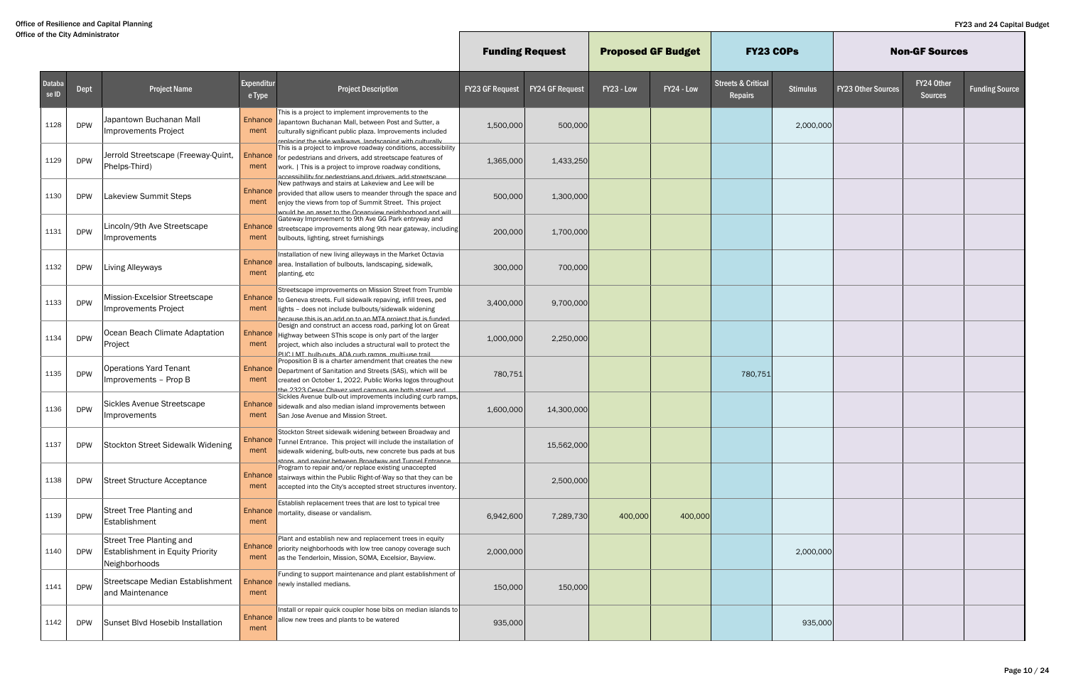Office of Resilience and Capital Planning
Office of the City Administrator

FY23 and 24 Capital Budget

| Database ID | Dept | Project Name | Expenditure Type | Project Description | Funding Request | | Proposed GF Budget | | FY23 COPs | | Non-GF Sources | | |
|---|---|---|---|---|---|---|---|---|---|---|---|---|---|
| | | | | | FY23 GF Request | FY24 GF Request | FY23 - Low | FY24 - Low | Streets & Critical Repairs | Stimulus | FY23 Other Sources | FY24 Other Sources | Funding Source |
| 1128 | DPW | Japantown Buchanan Mall Improvements Project | Enhancement | This is a project to implement improvements to the Japantown Buchanan Mall, between Post and Sutter, a culturally significant public plaza. Improvements included replacing the side walkways, landscaping with culturally | 1,500,000 | 500,000 | | | | 2,000,000 | | | |
| 1129 | DPW | Jerrold Streetscape (Freeway-Quint, Phelps-Third) | Enhancement | This is a project to improve roadway conditions, accessibility for pedestrians and drivers, add streetscape features of work. \| This is a project to improve roadway conditions, accessibility for pedestrians and drivers, add streetscape | 1,365,000 | 1,433,250 | | | | | | | |
| 1130 | DPW | Lakeview Summit Steps | Enhancement | New pathways and stairs at Lakeview and Lee will be provided that allow users to meander through the space and enjoy the views from top of Summit Street. This project would be an asset to the Oceanview neighborhood and will | 500,000 | 1,300,000 | | | | | | | |
| 1131 | DPW | Lincoln/9th Ave Streetscape Improvements | Enhancement | Gateway Improvement to 9th Ave GG Park entryway and streetscape improvements along 9th near gateway, including bulbouts, lighting, street furnishings | 200,000 | 1,700,000 | | | | | | | |
| 1132 | DPW | Living Alleyways | Enhancement | Installation of new living alleyways in the Market Octavia area. Installation of bulbouts, landscaping, sidewalk, planting, etc | 300,000 | 700,000 | | | | | | | |
| 1133 | DPW | Mission-Excelsior Streetscape Improvements Project | Enhancement | Streetscape improvements on Mission Street from Trumble to Geneva streets. Full sidewalk repaving, infill trees, ped lights – does not include bulbouts/sidewalk widening because this is an add on to an MTA project that is funded | 3,400,000 | 9,700,000 | | | | | | | |
| 1134 | DPW | Ocean Beach Climate Adaptation Project | Enhancement | Design and construct an access road, parking lot on Great Highway between SThis scope is only part of the larger project, which also includes a structural wall to protect the PUC LMT, bulb-outs, ADA curb ramps, multi-use trail | 1,000,000 | 2,250,000 | | | | | | | |
| 1135 | DPW | Operations Yard Tenant Improvements – Prop B | Enhancement | Proposition B is a charter amendment that creates the new Department of Sanitation and Streets (SAS), which will be created on October 1, 2022. Public Works logos throughout the 2323 Cesar Chavez yard campus are both street and | 780,751 | | | | 780,751 | | | | |
| 1136 | DPW | Sickles Avenue Streetscape Improvements | Enhancement | Sickles Avenue bulb-out improvements including curb ramps, sidewalk and also median island improvements between San Jose Avenue and Mission Street. | 1,600,000 | 14,300,000 | | | | | | | |
| 1137 | DPW | Stockton Street Sidewalk Widening | Enhancement | Stockton Street sidewalk widening between Broadway and Tunnel Entrance. This project will include the installation of sidewalk widening, bulb-outs, new concrete bus pads at bus stops, and paving between Broadway and Tunnel Entrance | | 15,562,000 | | | | | | | |
| 1138 | DPW | Street Structure Acceptance | Enhancement | Program to repair and/or replace existing unaccepted stairways within the Public Right-of-Way so that they can be accepted into the City's accepted street structures inventory. | | 2,500,000 | | | | | | | |
| 1139 | DPW | Street Tree Planting and Establishment | Enhancement | Establish replacement trees that are lost to typical tree mortality, disease or vandalism. | 6,942,600 | 7,289,730 | 400,000 | 400,000 | | | | | |
| 1140 | DPW | Street Tree Planting and Establishment in Equity Priority Neighborhoods | Enhancement | Plant and establish new and replacement trees in equity priority neighborhoods with low tree canopy coverage such as the Tenderloin, Mission, SOMA, Excelsior, Bayview. | 2,000,000 | | | | | 2,000,000 | | | |
| 1141 | DPW | Streetscape Median Establishment and Maintenance | Enhancement | Funding to support maintenance and plant establishment of newly installed medians. | 150,000 | 150,000 | | | | | | | |
| 1142 | DPW | Sunset Blvd Hosebib Installation | Enhancement | Install or repair quick coupler hose bibs on median islands to allow new trees and plants to be watered | 935,000 | | | | | 935,000 | | | |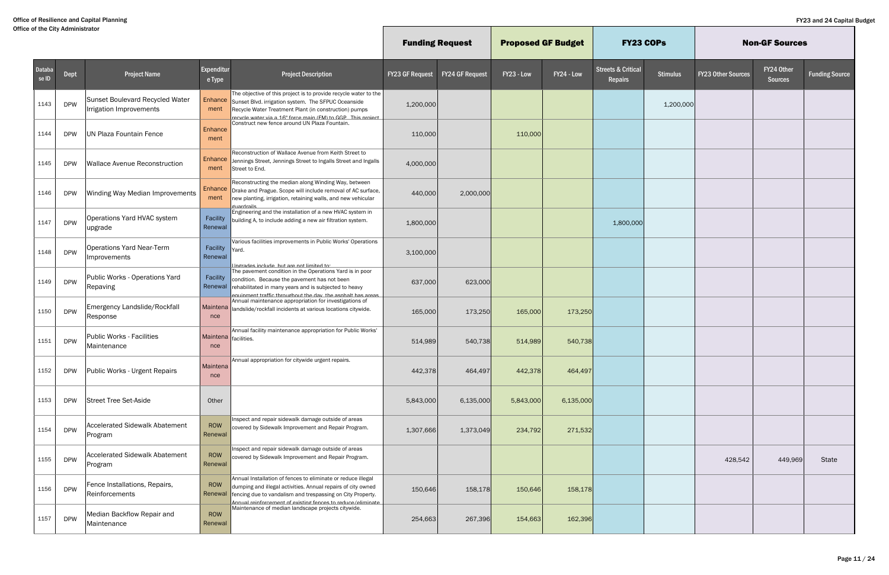Office of Resilience and Capital Planning
Office of the City Administrator

FY23 and 24 Capital Budget

| | | | | | Funding Request | | Proposed GF Budget | | FY23 COPs | | Non-GF Sources | | |
|---|---|---|---|---|---|---|---|---|---|---|---|---|---|
| Database ID | Dept | Project Name | Expenditure Type | Project Description | FY23 GF Request | FY24 GF Request | FY23 - Low | FY24 - Low | Streets & Critical Repairs | Stimulus | FY23 Other Sources | FY24 Other Sources | Funding Source |
| 1143 | DPW | Sunset Boulevard Recycled Water Irrigation Improvements | Enhancement | The objective of this project is to provide recycle water to the Sunset Blvd. irrigation system. The SFPUC Oceanside Recycle Water Treatment Plant (in construction) pumps recycle water via a 16" force main (FM) to GGP. This project | 1,200,000 | | | | | 1,200,000 | | | |
| 1144 | DPW | UN Plaza Fountain Fence | Enhancement | Construct new fence around UN Plaza Fountain. | 110,000 | | 110,000 | | | | | | |
| 1145 | DPW | Wallace Avenue Reconstruction | Enhancement | Reconstruction of Wallace Avenue from Keith Street to Jennings Street, Jennings Street to Ingalls Street and Ingalls Street to End. | 4,000,000 | | | | | | | | |
| 1146 | DPW | Winding Way Median Improvements | Enhancement | Reconstructing the median along Winding Way, between Drake and Prague. Scope will include removal of AC surface, new planting, irrigation, retaining walls, and new vehicular guardrails. | 440,000 | 2,000,000 | | | | | | | |
| 1147 | DPW | Operations Yard HVAC system upgrade | Facility Renewal | Engineering and the installation of a new HVAC system in building A, to include adding a new air filtration system. | 1,800,000 | | | | 1,800,000 | | | | |
| 1148 | DPW | Operations Yard Near-Term Improvements | Facility Renewal | Various facilities improvements in Public Works' Operations Yard. Upgrades include, but are not limited to: | 3,100,000 | | | | | | | | |
| 1149 | DPW | Public Works - Operations Yard Repaving | Facility Renewal | The pavement condition in the Operations Yard is in poor condition. Because the pavement has not been rehabilitated in many years and is subjected to heavy equipment traffic throughout the day, the asphalt has areas | 637,000 | 623,000 | | | | | | | |
| 1150 | DPW | Emergency Landslide/Rockfall Response | Maintenance | Annual maintenance appropriation for investigations of landslide/rockfall incidents at various locations citywide. | 165,000 | 173,250 | 165,000 | 173,250 | | | | | |
| 1151 | DPW | Public Works - Facilities Maintenance | Maintenance | Annual facility maintenance appropriation for Public Works' facilities. | 514,989 | 540,738 | 514,989 | 540,738 | | | | | |
| 1152 | DPW | Public Works - Urgent Repairs | Maintenance | Annual appropriation for citywide urgent repairs. | 442,378 | 464,497 | 442,378 | 464,497 | | | | | |
| 1153 | DPW | Street Tree Set-Aside | Other | | 5,843,000 | 6,135,000 | 5,843,000 | 6,135,000 | | | | | |
| 1154 | DPW | Accelerated Sidewalk Abatement Program | ROW Renewal | Inspect and repair sidewalk damage outside of areas covered by Sidewalk Improvement and Repair Program. | 1,307,666 | 1,373,049 | 234,792 | 271,532 | | | | | |
| 1155 | DPW | Accelerated Sidewalk Abatement Program | ROW Renewal | Inspect and repair sidewalk damage outside of areas covered by Sidewalk Improvement and Repair Program. | | | | | | | 428,542 | 449,969 | State |
| 1156 | DPW | Fence Installations, Repairs, Reinforcements | ROW Renewal | Annual Installation of fences to eliminate or reduce illegal dumping and illegal activities. Annual repairs of city owned fencing due to vandalism and trespassing on City Property. Annual reinforcement of existing fences to reduce/eliminate | 150,646 | 158,178 | 150,646 | 158,178 | | | | | |
| 1157 | DPW | Median Backflow Repair and Maintenance | ROW Renewal | Maintenance of median landscape projects citywide. | 254,663 | 267,396 | 154,663 | 162,396 | | | | | |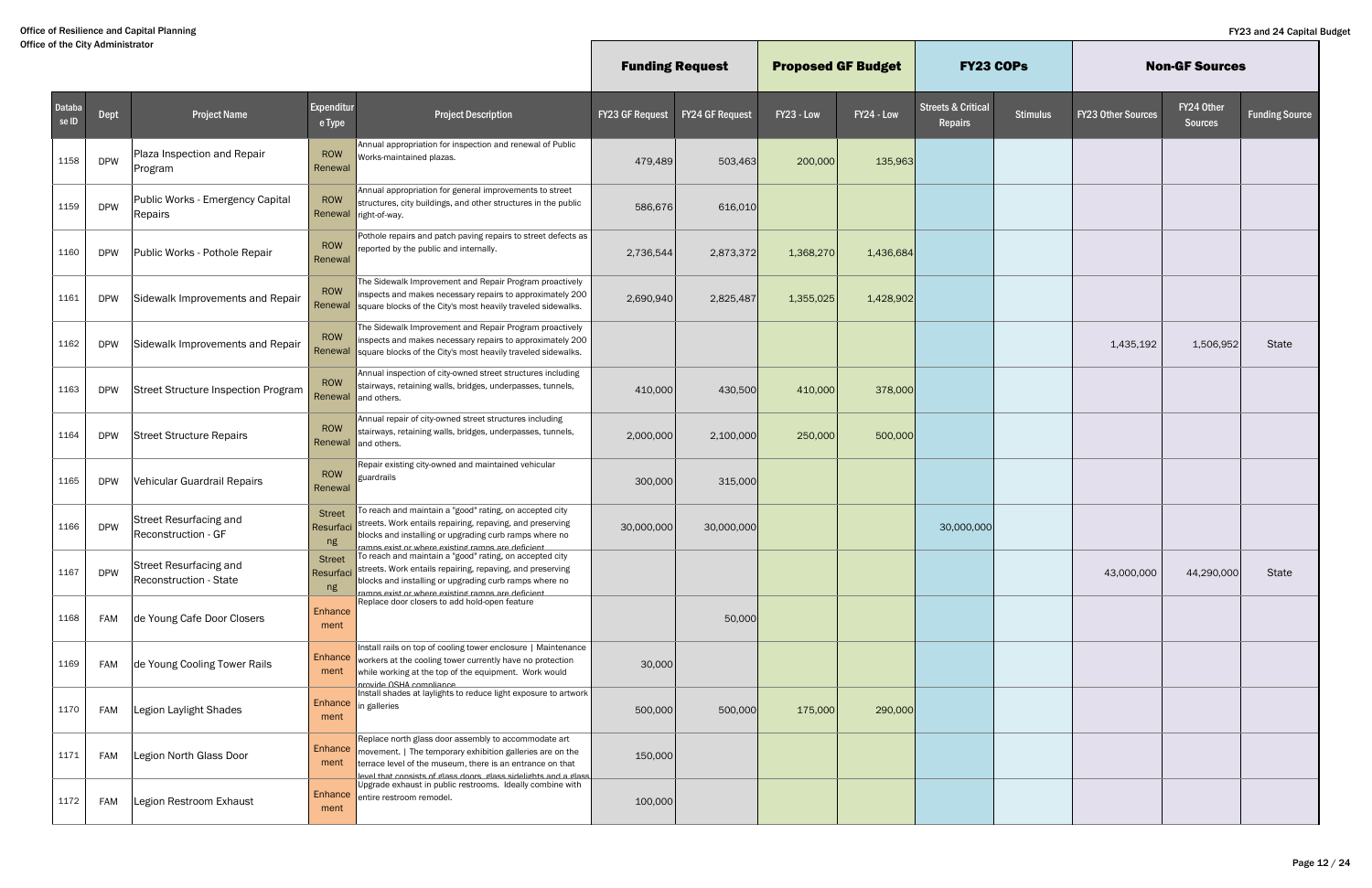Office of Resilience and Capital Planning
Office of the City Administrator

FY23 and 24 Capital Budget

| | | | | | Funding Request | | Proposed GF Budget | | FY23 COPs | | Non-GF Sources | | |
|---|---|---|---|---|---|---|---|---|---|---|---|---|---|
| Database ID | Dept | Project Name | Expenditure Type | Project Description | FY23 GF Request | FY24 GF Request | FY23 - Low | FY24 - Low | Streets & Critical Repairs | Stimulus | FY23 Other Sources | FY24 Other Sources | Funding Source |
| 1158 | DPW | Plaza Inspection and Repair Program | ROW Renewal | Annual appropriation for inspection and renewal of Public Works-maintained plazas. | 479,489 | 503,463 | 200,000 | 135,963 | | | | | |
| 1159 | DPW | Public Works - Emergency Capital Repairs | ROW Renewal | Annual appropriation for general improvements to street structures, city buildings, and other structures in the public right-of-way. | 586,676 | 616,010 | | | | | | | |
| 1160 | DPW | Public Works - Pothole Repair | ROW Renewal | Pothole repairs and patch paving repairs to street defects as reported by the public and internally. | 2,736,544 | 2,873,372 | 1,368,270 | 1,436,684 | | | | | |
| 1161 | DPW | Sidewalk Improvements and Repair | ROW Renewal | The Sidewalk Improvement and Repair Program proactively inspects and makes necessary repairs to approximately 200 square blocks of the City's most heavily traveled sidewalks. | 2,690,940 | 2,825,487 | 1,355,025 | 1,428,902 | | | | | |
| 1162 | DPW | Sidewalk Improvements and Repair | ROW Renewal | The Sidewalk Improvement and Repair Program proactively inspects and makes necessary repairs to approximately 200 square blocks of the City's most heavily traveled sidewalks. | | | | | | | 1,435,192 | 1,506,952 | State |
| 1163 | DPW | Street Structure Inspection Program | ROW Renewal | Annual inspection of city-owned street structures including stairways, retaining walls, bridges, underpasses, tunnels, and others. | 410,000 | 430,500 | 410,000 | 378,000 | | | | | |
| 1164 | DPW | Street Structure Repairs | ROW Renewal | Annual repair of city-owned street structures including stairways, retaining walls, bridges, underpasses, tunnels, and others. | 2,000,000 | 2,100,000 | 250,000 | 500,000 | | | | | |
| 1165 | DPW | Vehicular Guardrail Repairs | ROW Renewal | Repair existing city-owned and maintained vehicular guardrails | 300,000 | 315,000 | | | | | | | |
| 1166 | DPW | Street Resurfacing and Reconstruction - GF | Street Resurfacing | To reach and maintain a "good" rating, on accepted city streets. Work entails repairing, repaving, and preserving blocks and installing or upgrading curb ramps where no ramps exist or where existing ramps are deficient | 30,000,000 | 30,000,000 | | | 30,000,000 | | | | |
| 1167 | DPW | Street Resurfacing and Reconstruction - State | Street Resurfacing | To reach and maintain a "good" rating, on accepted city streets. Work entails repairing, repaving, and preserving blocks and installing or upgrading curb ramps where no ramps exist or where existing ramps are deficient | | | | | | | 43,000,000 | 44,290,000 | State |
| 1168 | FAM | de Young Cafe Door Closers | Enhancement | Replace door closers to add hold-open feature | | 50,000 | | | | | | | |
| 1169 | FAM | de Young Cooling Tower Rails | Enhancement | Install rails on top of cooling tower enclosure \| Maintenance workers at the cooling tower currently have no protection while working at the top of the equipment. Work would provide OSHA compliance | 30,000 | | | | | | | | |
| 1170 | FAM | Legion Laylight Shades | Enhancement | Install shades at laylights to reduce light exposure to artwork in galleries | 500,000 | 500,000 | 175,000 | 290,000 | | | | | |
| 1171 | FAM | Legion North Glass Door | Enhancement | Replace north glass door assembly to accommodate art movement. \| The temporary exhibition galleries are on the terrace level of the museum, there is an entrance on that level that consists of glass doors, glass sidelights and a glass | 150,000 | | | | | | | | |
| 1172 | FAM | Legion Restroom Exhaust | Enhancement | Upgrade exhaust in public restrooms. Ideally combine with entire restroom remodel. | 100,000 | | | | | | | | |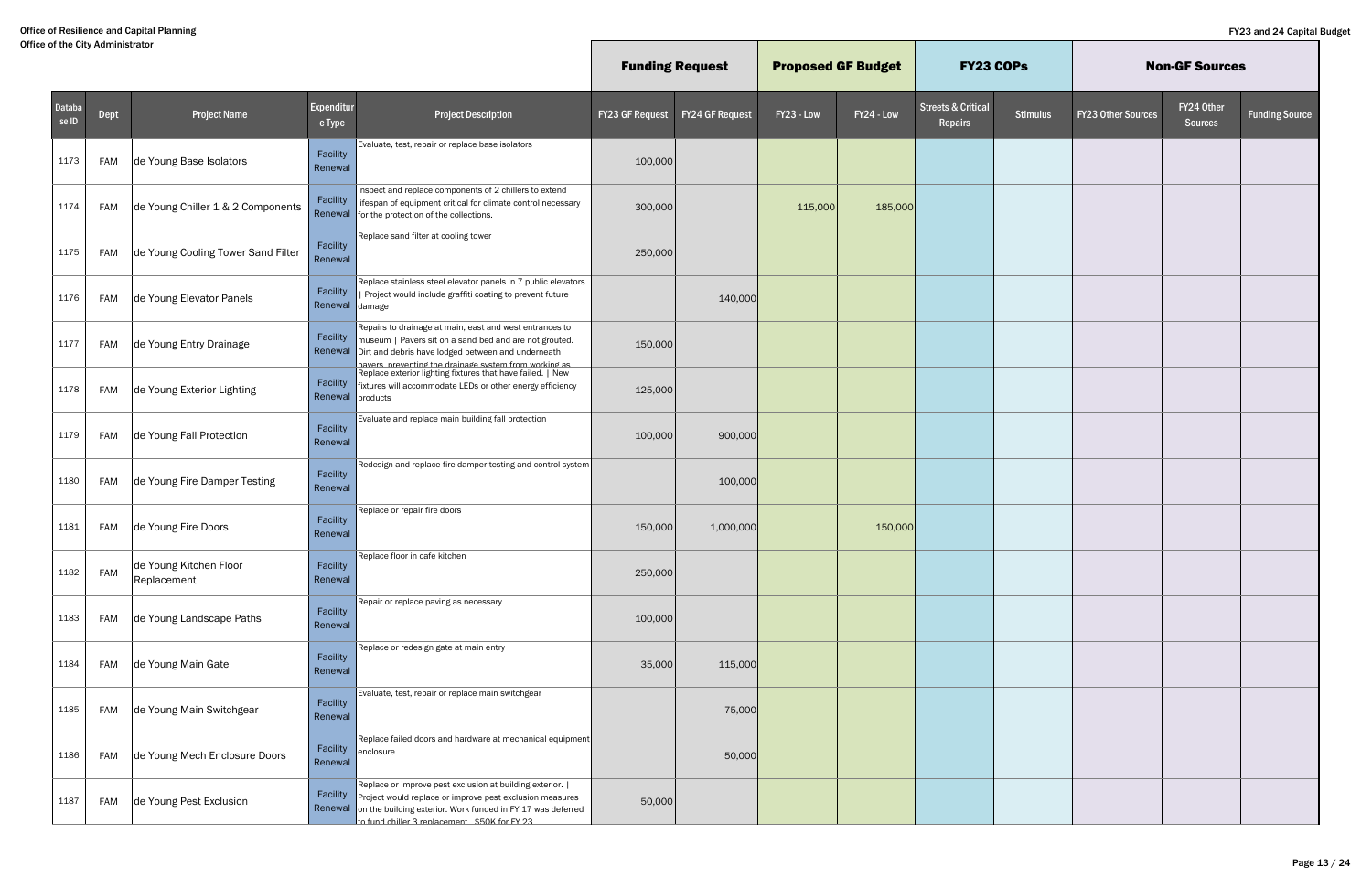Office of Resilience and Capital Planning
Office of the City Administrator

FY23 and 24 Capital Budget

| | | | | | Funding Request | | Proposed GF Budget | | FY23 COPs | | Non-GF Sources | | |
|---|---|---|---|---|---|---|---|---|---|---|---|---|---|
| Database ID | Dept | Project Name | Expenditure Type | Project Description | FY23 GF Request | FY24 GF Request | FY23 - Low | FY24 - Low | Streets & Critical Repairs | Stimulus | FY23 Other Sources | FY24 Other Sources | Funding Source |
| 1173 | FAM | de Young Base Isolators | Facility Renewal | Evaluate, test, repair or replace base isolators | 100,000 | | | | | | | | |
| 1174 | FAM | de Young Chiller 1 & 2 Components | Facility Renewal | Inspect and replace components of 2 chillers to extend lifespan of equipment critical for climate control necessary for the protection of the collections. | 300,000 | | 115,000 | 185,000 | | | | | |
| 1175 | FAM | de Young Cooling Tower Sand Filter | Facility Renewal | Replace sand filter at cooling tower | 250,000 | | | | | | | | |
| 1176 | FAM | de Young Elevator Panels | Facility Renewal | Replace stainless steel elevator panels in 7 public elevators \| Project would include graffiti coating to prevent future damage | | 140,000 | | | | | | | |
| 1177 | FAM | de Young Entry Drainage | Facility Renewal | Repairs to drainage at main, east and west entrances to museum \| Pavers sit on a sand bed and are not grouted. Dirt and debris have lodged between and underneath pavers, preventing the drainage system from working as | 150,000 | | | | | | | | |
| 1178 | FAM | de Young Exterior Lighting | Facility Renewal | Replace exterior lighting fixtures that have failed. \| New fixtures will accommodate LEDs or other energy efficiency products | 125,000 | | | | | | | | |
| 1179 | FAM | de Young Fall Protection | Facility Renewal | Evaluate and replace main building fall protection | 100,000 | 900,000 | | | | | | | |
| 1180 | FAM | de Young Fire Damper Testing | Facility Renewal | Redesign and replace fire damper testing and control system | | 100,000 | | | | | | | |
| 1181 | FAM | de Young Fire Doors | Facility Renewal | Replace or repair fire doors | 150,000 | 1,000,000 | | 150,000 | | | | | |
| 1182 | FAM | de Young Kitchen Floor Replacement | Facility Renewal | Replace floor in cafe kitchen | 250,000 | | | | | | | | |
| 1183 | FAM | de Young Landscape Paths | Facility Renewal | Repair or replace paving as necessary | 100,000 | | | | | | | | |
| 1184 | FAM | de Young Main Gate | Facility Renewal | Replace or redesign gate at main entry | 35,000 | 115,000 | | | | | | | |
| 1185 | FAM | de Young Main Switchgear | Facility Renewal | Evaluate, test, repair or replace main switchgear | | 75,000 | | | | | | | |
| 1186 | FAM | de Young Mech Enclosure Doors | Facility Renewal | Replace failed doors and hardware at mechanical equipment enclosure | | 50,000 | | | | | | | |
| 1187 | FAM | de Young Pest Exclusion | Facility Renewal | Replace or improve pest exclusion at building exterior. \| Project would replace or improve pest exclusion measures on the building exterior. Work funded in FY 17 was deferred to fund chiller 3 replacement. $50K for FY 23 | 50,000 | | | | | | | | |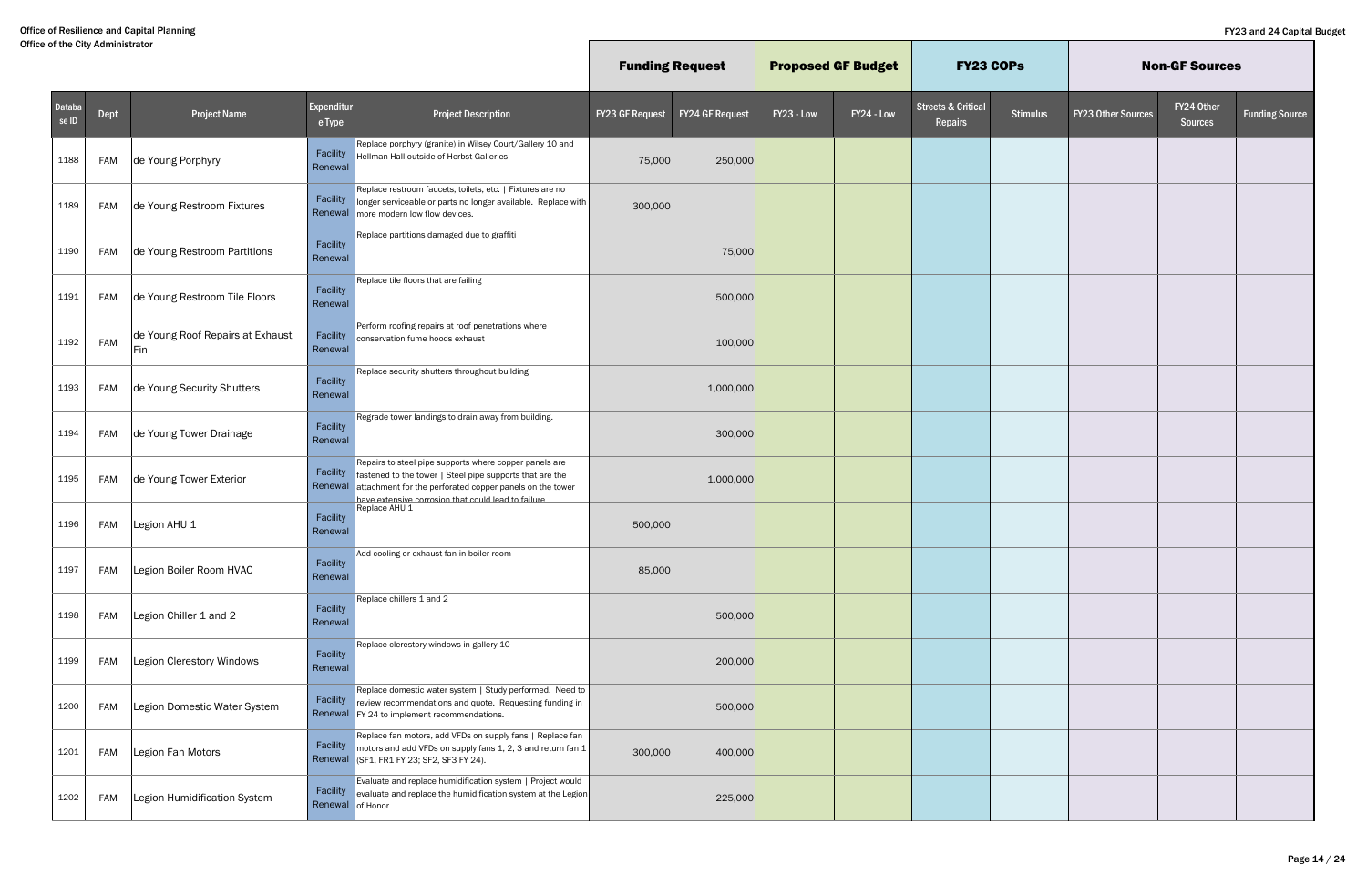Office of Resilience and Capital Planning
Office of the City Administrator

FY23 and 24 Capital Budget

| Database ID | Dept | Project Name | Expenditure Type | Project Description | Funding Request | | Proposed GF Budget | | FY23 COPs | | Non-GF Sources | | |
|---|---|---|---|---|---|---|---|---|---|---|---|---|---|
| | | | | | FY23 GF Request | FY24 GF Request | FY23 - Low | FY24 - Low | Streets & Critical Repairs | Stimulus | FY23 Other Sources | FY24 Other Sources | Funding Source |
| 1188 | FAM | de Young Porphyry | Facility Renewal | Replace porphyry (granite) in Wilsey Court/Gallery 10 and Hellman Hall outside of Herbst Galleries | 75,000 | 250,000 | | | | | | | |
| 1189 | FAM | de Young Restroom Fixtures | Facility Renewal | Replace restroom faucets, toilets, etc. \| Fixtures are no longer serviceable or parts no longer available. Replace with more modern low flow devices. | 300,000 | | | | | | | | |
| 1190 | FAM | de Young Restroom Partitions | Facility Renewal | Replace partitions damaged due to graffiti | | 75,000 | | | | | | | |
| 1191 | FAM | de Young Restroom Tile Floors | Facility Renewal | Replace tile floors that are failing | | 500,000 | | | | | | | |
| 1192 | FAM | de Young Roof Repairs at Exhaust Fin | Facility Renewal | Perform roofing repairs at roof penetrations where conservation fume hoods exhaust | | 100,000 | | | | | | | |
| 1193 | FAM | de Young Security Shutters | Facility Renewal | Replace security shutters throughout building | | 1,000,000 | | | | | | | |
| 1194 | FAM | de Young Tower Drainage | Facility Renewal | Regrade tower landings to drain away from building. | | 300,000 | | | | | | | |
| 1195 | FAM | de Young Tower Exterior | Facility Renewal | Repairs to steel pipe supports where copper panels are fastened to the tower \| Steel pipe supports that are the attachment for the perforated copper panels on the tower have extensive corrosion that could lead to failure | | 1,000,000 | | | | | | | |
| 1196 | FAM | Legion AHU 1 | Facility Renewal | Replace AHU 1 | 500,000 | | | | | | | | |
| 1197 | FAM | Legion Boiler Room HVAC | Facility Renewal | Add cooling or exhaust fan in boiler room | 85,000 | | | | | | | | |
| 1198 | FAM | Legion Chiller 1 and 2 | Facility Renewal | Replace chillers 1 and 2 | | 500,000 | | | | | | | |
| 1199 | FAM | Legion Clerestory Windows | Facility Renewal | Replace clerestory windows in gallery 10 | | 200,000 | | | | | | | |
| 1200 | FAM | Legion Domestic Water System | Facility Renewal | Replace domestic water system \| Study performed. Need to review recommendations and quote. Requesting funding in FY 24 to implement recommendations. | | 500,000 | | | | | | | |
| 1201 | FAM | Legion Fan Motors | Facility Renewal | Replace fan motors, add VFDs on supply fans \| Replace fan motors and add VFDs on supply fans 1, 2, 3 and return fan 1 (SF1, FR1 FY 23; SF2, SF3 FY 24). | 300,000 | 400,000 | | | | | | | |
| 1202 | FAM | Legion Humidification System | Facility Renewal | Evaluate and replace humidification system \| Project would evaluate and replace the humidification system at the Legion of Honor | | 225,000 | | | | | | | |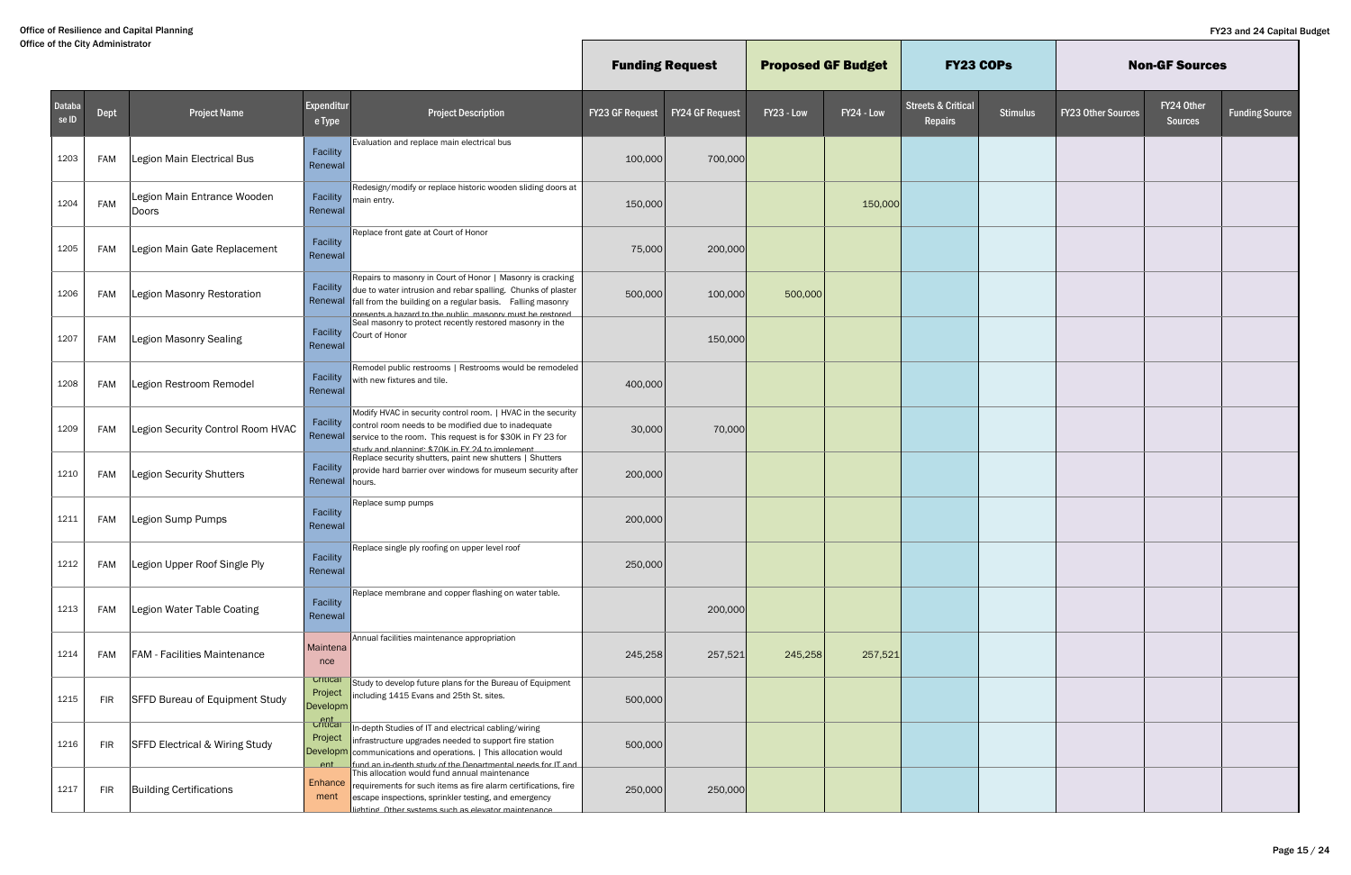Office of Resilience and Capital Planning
Office of the City Administrator

FY23 and 24 Capital Budget

| Database ID | Dept | Project Name | Expenditure Type | Project Description | Funding Request | | Proposed GF Budget | | FY23 COPs | | Non-GF Sources | | |
|---|---|---|---|---|---|---|---|---|---|---|---|---|---|
| | | | | | FY23 GF Request | FY24 GF Request | FY23 - Low | FY24 - Low | Streets & Critical Repairs | Stimulus | FY23 Other Sources | FY24 Other Sources | Funding Source |
| 1203 | FAM | Legion Main Electrical Bus | Facility Renewal | Evaluation and replace main electrical bus | 100,000 | 700,000 | | | | | | | |
| 1204 | FAM | Legion Main Entrance Wooden Doors | Facility Renewal | Redesign/modify or replace historic wooden sliding doors at main entry. | 150,000 | | | 150,000 | | | | | |
| 1205 | FAM | Legion Main Gate Replacement | Facility Renewal | Replace front gate at Court of Honor | 75,000 | 200,000 | | | | | | | |
| 1206 | FAM | Legion Masonry Restoration | Facility Renewal | Repairs to masonry in Court of Honor \| Masonry is cracking due to water intrusion and rebar spalling. Chunks of plaster fall from the building on a regular basis. Falling masonry presents a hazard to the public, masonry must be restored | 500,000 | 100,000 | 500,000 | | | | | | |
| 1207 | FAM | Legion Masonry Sealing | Facility Renewal | Seal masonry to protect recently restored masonry in the Court of Honor | | 150,000 | | | | | | | |
| 1208 | FAM | Legion Restroom Remodel | Facility Renewal | Remodel public restrooms \| Restrooms would be remodeled with new fixtures and tile. | 400,000 | | | | | | | | |
| 1209 | FAM | Legion Security Control Room HVAC | Facility Renewal | Modify HVAC in security control room. \| HVAC in the security control room needs to be modified due to inadequate service to the room. This request is for $30K in FY 23 for study and planning; $70K in FY 24 to implement | 30,000 | 70,000 | | | | | | | |
| 1210 | FAM | Legion Security Shutters | Facility Renewal | Replace security shutters, paint new shutters \| Shutters provide hard barrier over windows for museum security after hours. | 200,000 | | | | | | | | |
| 1211 | FAM | Legion Sump Pumps | Facility Renewal | Replace sump pumps | 200,000 | | | | | | | | |
| 1212 | FAM | Legion Upper Roof Single Ply | Facility Renewal | Replace single ply roofing on upper level roof | 250,000 | | | | | | | | |
| 1213 | FAM | Legion Water Table Coating | Facility Renewal | Replace membrane and copper flashing on water table. | | 200,000 | | | | | | | |
| 1214 | FAM | FAM - Facilities Maintenance | Maintenance | Annual facilities maintenance appropriation | 245,258 | 257,521 | 245,258 | 257,521 | | | | | |
| 1215 | FIR | SFFD Bureau of Equipment Study | Critical Project Development | Study to develop future plans for the Bureau of Equipment including 1415 Evans and 25th St. sites. | 500,000 | | | | | | | | |
| 1216 | FIR | SFFD Electrical & Wiring Study | Critical Project Development | In-depth Studies of IT and electrical cabling/wiring infrastructure upgrades needed to support fire station communications and operations. \| This allocation would fund an in-depth study of the Departmental needs for IT and | 500,000 | | | | | | | | |
| 1217 | FIR | Building Certifications | Enhancement | This allocation would fund annual maintenance requirements for such items as fire alarm certifications, fire escape inspections, sprinkler testing, and emergency lighting. Other systems such as elevator maintenance | 250,000 | 250,000 | | | | | | | |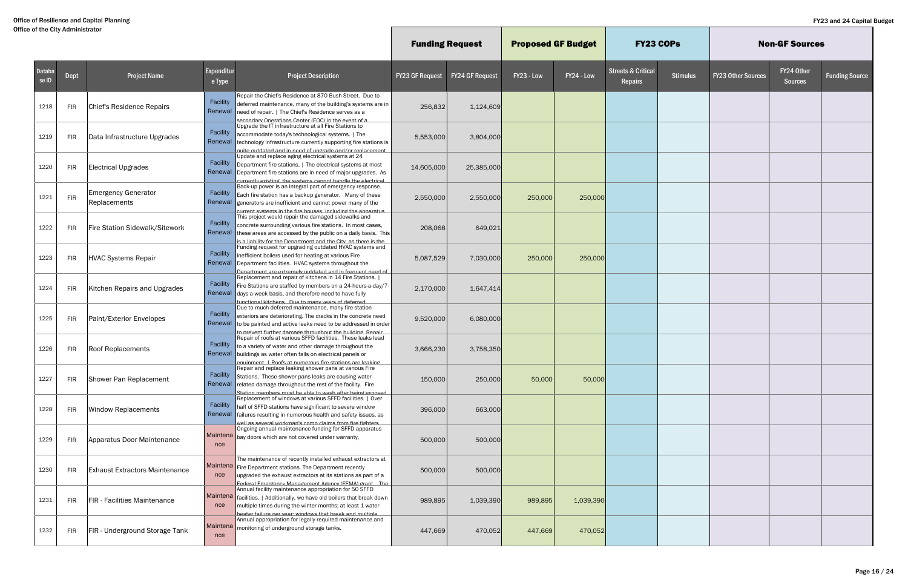Office of Resilience and Capital Planning
Office of the City Administrator

FY23 and 24 Capital Budget

| Database ID | Dept | Project Name | Expenditure Type | Project Description | Funding Request | | Proposed GF Budget | | FY23 COPs | | Non-GF Sources | | |
|---|---|---|---|---|---|---|---|---|---|---|---|---|---|
| | | | | | FY23 GF Request | FY24 GF Request | FY23 - Low | FY24 - Low | Streets & Critical Repairs | Stimulus | FY23 Other Sources | FY24 Other Sources | Funding Source |
| 1218 | FIR | Chief's Residence Repairs | Facility Renewal | Repair the Chief's Residence at 870 Bush Street. Due to deferred maintenance, many of the building's systems are in need of repair. \| The Chief's Residence serves as a secondary Operations Center (EOC) in the event of a | 256,832 | 1,124,609 | | | | | | | |
| 1219 | FIR | Data Infrastructure Upgrades | Facility Renewal | Upgrade the IT infrastructure at all Fire Stations to accommodate today's technological systems. \| The technology infrastructure currently supporting fire stations is quite outdated and in need of upgrade and/or replacement | 5,553,000 | 3,804,000 | | | | | | | |
| 1220 | FIR | Electrical Upgrades | Facility Renewal | Update and replace aging electrical systems at 24 Department fire stations. \| The electrical systems at most Department fire stations are in need of major upgrades. As currently existing, the systems cannot handle the electrical | 14,605,000 | 25,385,000 | | | | | | | |
| 1221 | FIR | Emergency Generator Replacements | Facility Renewal | Back-up power is an integral part of emergency response. Each fire station has a backup generator. Many of these generators are inefficient and cannot power many of the current systems in the fire houses, including the apparatus | 2,550,000 | 2,550,000 | 250,000 | 250,000 | | | | | |
| 1222 | FIR | Fire Station Sidewalk/Sitework | Facility Renewal | This project would repair the damaged sidewalks and concrete surrounding various fire stations. In most cases, these areas are accessed by the public on a daily basis. This is a liability for the Department and the City, as there is the | 208,068 | 649,021 | | | | | | | |
| 1223 | FIR | HVAC Systems Repair | Facility Renewal | Funding request for upgrading outdated HVAC systems and inefficient boilers used for heating at various Fire Department facilities. HVAC systems throughout the Department are extremely outdated and in frequent need of | 5,087,529 | 7,030,000 | 250,000 | 250,000 | | | | | |
| 1224 | FIR | Kitchen Repairs and Upgrades | Facility Renewal | Replacement and repair of kitchens in 14 Fire Stations. \| Fire Stations are staffed by members on a 24-hours-a-day/7-days-a-week basis, and therefore need to have fully functional kitchens. Due to many years of deferred | 2,170,000 | 1,647,414 | | | | | | | |
| 1225 | FIR | Paint/Exterior Envelopes | Facility Renewal | Due to much deferred maintenance, many fire station exteriors are deteriorating. The cracks in the concrete need to be painted and active leaks need to be addressed in order to prevent further damage throughout the building. Repair | 9,520,000 | 6,080,000 | | | | | | | |
| 1226 | FIR | Roof Replacements | Facility Renewal | Repair of roofs at various SFFD facilities. These leaks lead to a variety of water and other damage throughout the buildings as water often falls on electrical panels or equipment. \| Roofs at numerous fire stations are leaking | 3,666,230 | 3,758,350 | | | | | | | |
| 1227 | FIR | Shower Pan Replacement | Facility Renewal | Repair and replace leaking shower pans at various Fire Stations. These shower pans leaks are causing water related damage throughout the rest of the facility. Fire Station members must be able to wash after being exposed | 150,000 | 250,000 | 50,000 | 50,000 | | | | | |
| 1228 | FIR | Window Replacements | Facility Renewal | Replacement of windows at various SFFD facilities. \| Over half of SFFD stations have significant to severe window failures resulting in numerous health and safety issues, as well as several workman's comp claims from fire fighters | 396,000 | 663,000 | | | | | | | |
| 1229 | FIR | Apparatus Door Maintenance | Maintenance | Ongoing annual maintenance funding for SFFD apparatus bay doors which are not covered under warranty. | 500,000 | 500,000 | | | | | | | |
| 1230 | FIR | Exhaust Extractors Maintenance | Maintenance | The maintenance of recently installed exhaust extractors at Fire Department stations. The Department recently upgraded the exhaust extractors at its stations as part of a Federal Emergency Management Agency (FEMA) grant. The | 500,000 | 500,000 | | | | | | | |
| 1231 | FIR | FIR - Facilities Maintenance | Maintenance | Annual facility maintenance appropriation for 50 SFFD facilities. \| Additionally, we have old boilers that break down multiple times during the winter months; at least 1 water heater failure per year; windows that break and multiple | 989,895 | 1,039,390 | 989,895 | 1,039,390 | | | | | |
| 1232 | FIR | FIR - Underground Storage Tank | Maintenance | Annual appropriation for legally required maintenance and monitoring of underground storage tanks. | 447,669 | 470,052 | 447,669 | 470,052 | | | | | |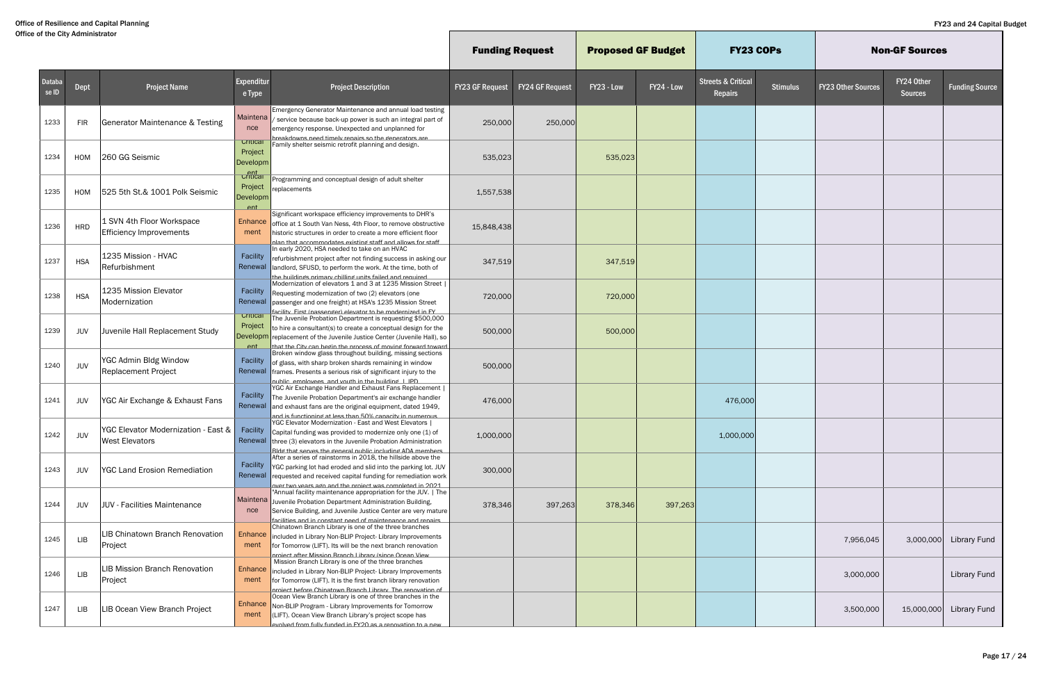| Database ID | Dept | Project Name | Expenditure Type | Project Description | Funding Request | | Proposed GF Budget | | FY23 COPs | | Non-GF Sources | | |
|---|---|---|---|---|---|---|---|---|---|---|---|---|---|
| | | | | | FY23 GF Request | FY24 GF Request | FY23 - Low | FY24 - Low | Streets & Critical Repairs | Stimulus | FY23 Other Sources | FY24 Other Sources | Funding Source |
| 1233 | FIR | Generator Maintenance & Testing | Maintenance | Emergency Generator Maintenance and annual load testing / service because back-up power is such an integral part of emergency response. Unexpected and unplanned for breakdowns need timely repairs so the generators are | 250,000 | 250,000 | | | | | | | |
| 1234 | HOM | 260 GG Seismic | Critical Project Development | Family shelter seismic retrofit planning and design. | 535,023 | | 535,023 | | | | | | |
| 1235 | HOM | 525 5th St.& 1001 Polk Seismic | Critical Project Development | Programming and conceptual design of adult shelter replacements | 1,557,538 | | | | | | | | |
| 1236 | HRD | 1 SVN 4th Floor Workspace Efficiency Improvements | Enhancement | Significant workspace efficiency improvements to DHR's office at 1 South Van Ness, 4th Floor, to remove obstructive historic structures in order to create a more efficient floor plan that accommodates existing staff and allows for staff | 15,848,438 | | | | | | | | |
| 1237 | HSA | 1235 Mission - HVAC Refurbishment | Facility Renewal | In early 2020, HSA needed to take on an HVAC refurbishment project after not finding success in asking our landlord, SFUSD, to perform the work. At the time, both of the buildings primary chilling units failed and required | 347,519 | | 347,519 | | | | | | |
| 1238 | HSA | 1235 Mission Elevator Modernization | Facility Renewal | Modernization of elevators 1 and 3 at 1235 Mission Street \| Requesting modernization of two (2) elevators (one passenger and one freight) at HSA's 1235 Mission Street facility. First (passenger) elevator to be modernized in FY | 720,000 | | 720,000 | | | | | | |
| 1239 | JUV | Juvenile Hall Replacement Study | Critical Project Development | The Juvenile Probation Department is requesting $500,000 to hire a consultant(s) to create a conceptual design for the replacement of the Juvenile Justice Center (Juvenile Hall), so that the City can begin the process of moving forward toward | 500,000 | | 500,000 | | | | | | |
| 1240 | JUV | YGC Admin Bldg Window Replacement Project | Facility Renewal | Broken window glass throughout building, missing sections of glass, with sharp broken shards remaining in window frames. Presents a serious risk of significant injury to the public, employees, and youth in the building. \| JPD | 500,000 | | | | | | | | |
| 1241 | JUV | YGC Air Exchange & Exhaust Fans | Facility Renewal | YGC Air Exchange Handler and Exhaust Fans Replacement \| The Juvenile Probation Department's air exchange handler and exhaust fans are the original equipment, dated 1949, and is functioning at less than 50% capacity in numerous | 476,000 | | | | 476,000 | | | | |
| 1242 | JUV | YGC Elevator Modernization - East & West Elevators | Facility Renewal | YGC Elevator Modernization - East and West Elevators \| Capital funding was provided to modernize only one (1) of three (3) elevators in the Juvenile Probation Administration Bldg that serves the general public including ADA members | 1,000,000 | | | | 1,000,000 | | | | |
| 1243 | JUV | YGC Land Erosion Remediation | Facility Renewal | After a series of rainstorms in 2018, the hillside above the YGC parking lot had eroded and slid into the parking lot. JUV requested and received capital funding for remediation work over two years ago and the project was completed in 2021 | 300,000 | | | | | | | | |
| 1244 | JUV | JUV - Facilities Maintenance | Maintenance | "Annual facility maintenance appropriation for the JUV. \| The Juvenile Probation Department Administration Building, Service Building, and Juvenile Justice Center are very mature facilities and in constant need of maintenance and repairs | 378,346 | 397,263 | 378,346 | 397,263 | | | | | |
| 1245 | LIB | LIB Chinatown Branch Renovation Project | Enhancement | Chinatown Branch Library is one of the three branches included in Library Non-BLIP Project- Library Improvements for Tomorrow (LIFT). Its will be the next branch renovation project after Mission Branch Library (since Ocean View | | | | | | | 7,956,045 | 3,000,000 | Library Fund |
| 1246 | LIB | LIB Mission Branch Renovation Project | Enhancement | Mission Branch Library is one of the three branches included in Library Non-BLIP Project- Library Improvements for Tomorrow (LIFT). It is the first branch library renovation project before Chinatown Branch Library. The renovation of | | | | | | | 3,000,000 | | Library Fund |
| 1247 | LIB | LIB Ocean View Branch Project | Enhancement | Ocean View Branch Library is one of three branches in the Non-BLIP Program - Library Improvements for Tomorrow (LIFT). Ocean View Branch Library's project scope has evolved from fully funded in FY20 as a renovation to a new | | | | | | | 3,500,000 | 15,000,000 | Library Fund |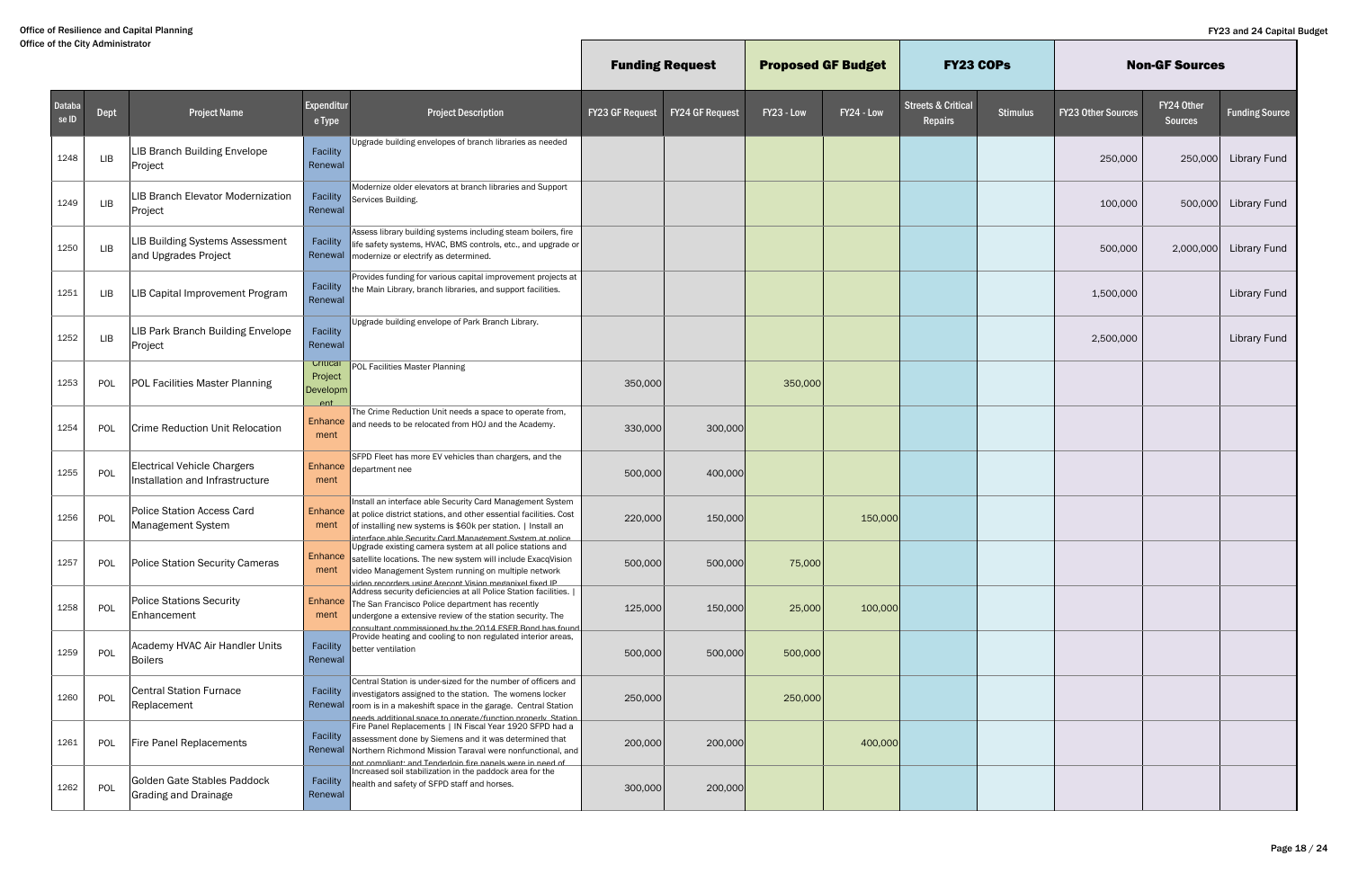Office of Resilience and Capital Planning
Office of the City Administrator

FY23 and 24 Capital Budget

| | | | | | Funding Request | | Proposed GF Budget | | FY23 COPs | | Non-GF Sources | | |
|---|---|---|---|---|---|---|---|---|---|---|---|---|---|
| Database ID | Dept | Project Name | Expenditure Type | Project Description | FY23 GF Request | FY24 GF Request | FY23 - Low | FY24 - Low | Streets & Critical Repairs | Stimulus | FY23 Other Sources | FY24 Other Sources | Funding Source |
| 1248 | LIB | LIB Branch Building Envelope Project | Facility Renewal | Upgrade building envelopes of branch libraries as needed | | | | | | | 250,000 | 250,000 | Library Fund |
| 1249 | LIB | LIB Branch Elevator Modernization Project | Facility Renewal | Modernize older elevators at branch libraries and Support Services Building. | | | | | | | 100,000 | 500,000 | Library Fund |
| 1250 | LIB | LIB Building Systems Assessment and Upgrades Project | Facility Renewal | Assess library building systems including steam boilers, fire life safety systems, HVAC, BMS controls, etc., and upgrade or modernize or electrify as determined. | | | | | | | 500,000 | 2,000,000 | Library Fund |
| 1251 | LIB | LIB Capital Improvement Program | Facility Renewal | Provides funding for various capital improvement projects at the Main Library, branch libraries, and support facilities. | | | | | | | 1,500,000 | | Library Fund |
| 1252 | LIB | LIB Park Branch Building Envelope Project | Facility Renewal | Upgrade building envelope of Park Branch Library. | | | | | | | 2,500,000 | | Library Fund |
| 1253 | POL | POL Facilities Master Planning | Critical Project Development | POL Facilities Master Planning | 350,000 | | 350,000 | | | | | | |
| 1254 | POL | Crime Reduction Unit Relocation | Enhancement | The Crime Reduction Unit needs a space to operate from, and needs to be relocated from HOJ and the Academy. | 330,000 | 300,000 | | | | | | | |
| 1255 | POL | Electrical Vehicle Chargers Installation and Infrastructure | Enhancement | SFPD Fleet has more EV vehicles than chargers, and the department nee | 500,000 | 400,000 | | | | | | | |
| 1256 | POL | Police Station Access Card Management System | Enhancement | Install an interface able Security Card Management System at police district stations, and other essential facilities. Cost of installing new systems is $60k per station. \| Install an interface able Security Card Management System at police | 220,000 | 150,000 | | 150,000 | | | | | |
| 1257 | POL | Police Station Security Cameras | Enhancement | Upgrade existing camera system at all police stations and satellite locations. The new system will include ExacqVision video Management System running on multiple network video recorders using Arecont Vision megapixel fixed IP | 500,000 | 500,000 | 75,000 | | | | | | |
| 1258 | POL | Police Stations Security Enhancement | Enhancement | Address security deficiencies at all Police Station facilities. \| The San Francisco Police department has recently undergone a extensive review of the station security. The consultant commissioned by the 2014 ESER Bond has found | 125,000 | 150,000 | 25,000 | 100,000 | | | | | |
| 1259 | POL | Academy HVAC Air Handler Units Boilers | Facility Renewal | Provide heating and cooling to non regulated interior areas, better ventilation | 500,000 | 500,000 | 500,000 | | | | | | |
| 1260 | POL | Central Station Furnace Replacement | Facility Renewal | Central Station is under-sized for the number of officers and investigators assigned to the station. The womens locker room is in a makeshift space in the garage. Central Station needs additional space to operate/function properly. Station | 250,000 | | 250,000 | | | | | | |
| 1261 | POL | Fire Panel Replacements | Facility Renewal | Fire Panel Replacements \| IN Fiscal Year 1920 SFPD had a assessment done by Siemens and it was determined that Northern Richmond Mission Taraval were nonfunctional, and not compliant; and Tenderloin fire panels were in need of | 200,000 | 200,000 | | 400,000 | | | | | |
| 1262 | POL | Golden Gate Stables Paddock Grading and Drainage | Facility Renewal | Increased soil stabilization in the paddock area for the health and safety of SFPD staff and horses. | 300,000 | 200,000 | | | | | | | |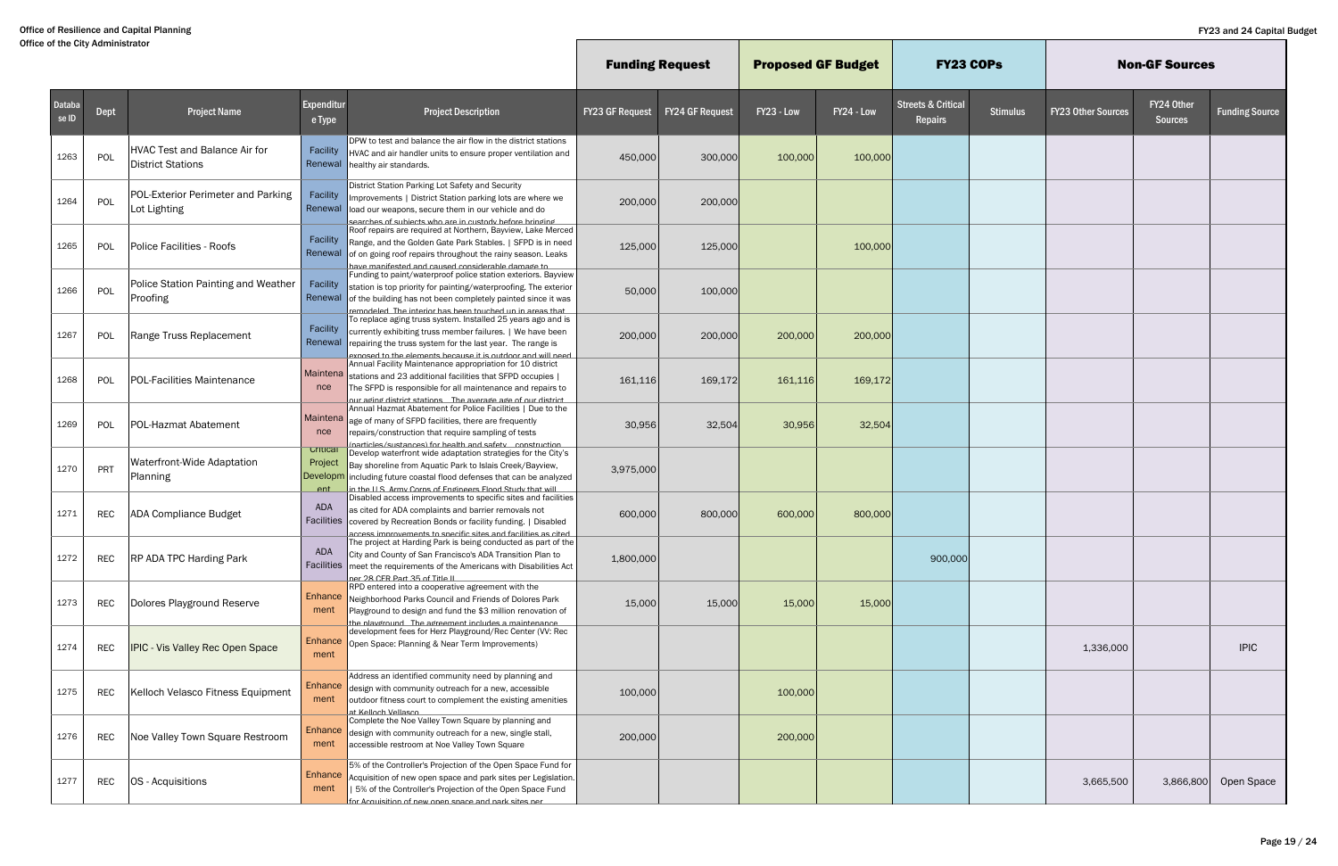Office of Resilience and Capital Planning
Office of the City Administrator

FY23 and 24 Capital Budget

| | | | | | Funding Request | | Proposed GF Budget | | FY23 COPs | | Non-GF Sources | | |
|---|---|---|---|---|---|---|---|---|---|---|---|---|---|
| Database ID | Dept | Project Name | Expenditure Type | Project Description | FY23 GF Request | FY24 GF Request | FY23 - Low | FY24 - Low | Streets & Critical Repairs | Stimulus | FY23 Other Sources | FY24 Other Sources | Funding Source |
| 1263 | POL | HVAC Test and Balance Air for District Stations | Facility Renewal | DPW to test and balance the air flow in the district stations HVAC and air handler units to ensure proper ventilation and healthy air standards. | 450,000 | 300,000 | 100,000 | 100,000 | | | | | |
| 1264 | POL | POL-Exterior Perimeter and Parking Lot Lighting | Facility Renewal | District Station Parking Lot Safety and Security Improvements \| District Station parking lots are where we load our weapons, secure them in our vehicle and do searches of subjects who are in custody before bringing | 200,000 | 200,000 | | | | | | | |
| 1265 | POL | Police Facilities - Roofs | Facility Renewal | Roof repairs are required at Northern, Bayview, Lake Merced Range, and the Golden Gate Park Stables. \| SFPD is in need of on going roof repairs throughout the rainy season. Leaks have manifested and caused considerable damage to | 125,000 | 125,000 | | 100,000 | | | | | |
| 1266 | POL | Police Station Painting and Weather Proofing | Facility Renewal | Funding to paint/waterproof police station exteriors. Bayview station is top priority for painting/waterproofing. The exterior of the building has not been completely painted since it was remodeled. The interior has been touched up in areas that | 50,000 | 100,000 | | | | | | | |
| 1267 | POL | Range Truss Replacement | Facility Renewal | To replace aging truss system. Installed 25 years ago and is currently exhibiting truss member failures. \| We have been repairing the truss system for the last year. The range is exposed to the elements because it is outdoor and will need | 200,000 | 200,000 | 200,000 | 200,000 | | | | | |
| 1268 | POL | POL-Facilities Maintenance | Maintenance | Annual Facility Maintenance appropriation for 10 district stations and 23 additional facilities that SFPD occupies \| The SFPD is responsible for all maintenance and repairs to our aging district stations. The average age of our district | 161,116 | 169,172 | 161,116 | 169,172 | | | | | |
| 1269 | POL | POL-Hazmat Abatement | Maintenance | Annual Hazmat Abatement for Police Facilities \| Due to the age of many of SFPD facilities, there are frequently repairs/construction that require sampling of tests (particles/sustances) for health and safety construction | 30,956 | 32,504 | 30,956 | 32,504 | | | | | |
| 1270 | PRT | Waterfront-Wide Adaptation Planning | Critical Project Development | Develop waterfront wide adaptation strategies for the City's Bay shoreline from Aquatic Park to Islais Creek/Bayview, including future coastal flood defenses that can be analyzed in the U.S. Army Corps of Engineers Flood Study that will | 3,975,000 | | | | | | | | |
| 1271 | REC | ADA Compliance Budget | ADA Facilities | Disabled access improvements to specific sites and facilities as cited for ADA complaints and barrier removals not covered by Recreation Bonds or facility funding. \| Disabled access improvements to specific sites and facilities as cited | 600,000 | 800,000 | 600,000 | 800,000 | | | | | |
| 1272 | REC | RP ADA TPC Harding Park | ADA Facilities | The project at Harding Park is being conducted as part of the City and County of San Francisco's ADA Transition Plan to meet the requirements of the Americans with Disabilities Act per 28 CFR Part 35 of Title II | 1,800,000 | | | | 900,000 | | | | |
| 1273 | REC | Dolores Playground Reserve | Enhancement | RPD entered into a cooperative agreement with the Neighborhood Parks Council and Friends of Dolores Park Playground to design and fund the $3 million renovation of the playground. The agreement includes a maintenance | 15,000 | 15,000 | 15,000 | 15,000 | | | | | |
| 1274 | REC | IPIC - Vis Valley Rec Open Space | Enhancement | development fees for Herz Playground/Rec Center (VV: Rec Open Space: Planning & Near Term Improvements) | | | | | | | 1,336,000 | | IPIC |
| 1275 | REC | Kelloch Velasco Fitness Equipment | Enhancement | Address an identified community need by planning and design with community outreach for a new, accessible outdoor fitness court to complement the existing amenities at Kelloch Vellasco | 100,000 | | 100,000 | | | | | | |
| 1276 | REC | Noe Valley Town Square Restroom | Enhancement | Complete the Noe Valley Town Square by planning and design with community outreach for a new, single stall, accessible restroom at Noe Valley Town Square | 200,000 | | 200,000 | | | | | | |
| 1277 | REC | OS - Acquisitions | Enhancement | 5% of the Controller's Projection of the Open Space Fund for Acquisition of new open space and park sites per Legislation. \| 5% of the Controller's Projection of the Open Space Fund for Acquisition of new open space and park sites per | | | | | | | 3,665,500 | 3,866,800 | Open Space |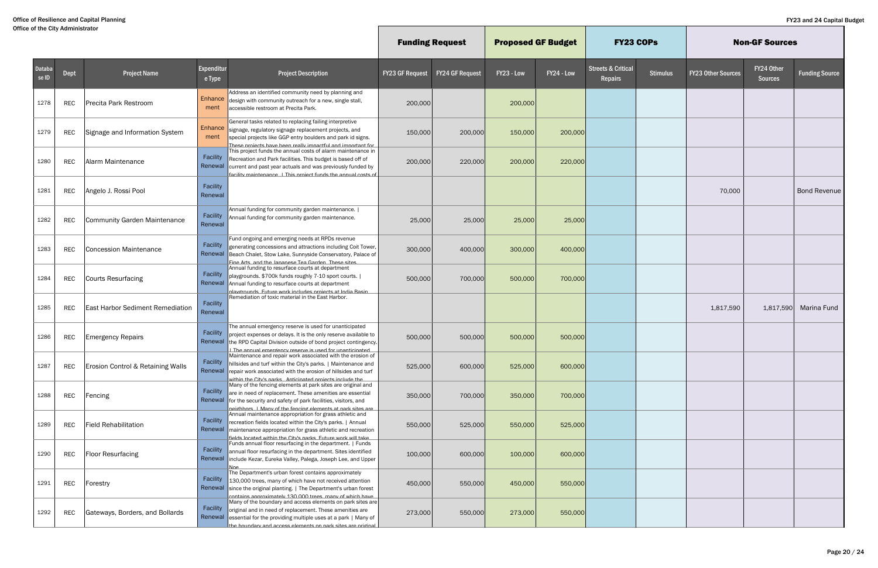| Database ID | Dept | Project Name | Expenditure Type | Project Description | Funding Request | | Proposed GF Budget | | FY23 COPs | | Non-GF Sources | | |
|---|---|---|---|---|---|---|---|---|---|---|---|---|---|
| | | | | | FY23 GF Request | FY24 GF Request | FY23 - Low | FY24 - Low | Streets & Critical Repairs | Stimulus | FY23 Other Sources | FY24 Other Sources | Funding Source |
| 1278 | REC | Precita Park Restroom | Enhancement | Address an identified community need by planning and design with community outreach for a new, single stall, accessible restroom at Precita Park. | 200,000 | | 200,000 | | | | | | |
| 1279 | REC | Signage and Information System | Enhancement | General tasks related to replacing failing interpretive signage, regulatory signage replacement projects, and special projects like GGP entry boulders and park id signs. These projects have been really impactful and important for | 150,000 | 200,000 | 150,000 | 200,000 | | | | | |
| 1280 | REC | Alarm Maintenance | Facility Renewal | This project funds the annual costs of alarm maintenance in Recreation and Park facilities. This budget is based off of current and past year actuals and was previously funded by facility maintenance. \| This project funds the annual costs of | 200,000 | 220,000 | 200,000 | 220,000 | | | | | |
| 1281 | REC | Angelo J. Rossi Pool | Facility Renewal | | | | | | | | 70,000 | | Bond Revenue |
| 1282 | REC | Community Garden Maintenance | Facility Renewal | Annual funding for community garden maintenance. \| Annual funding for community garden maintenance. | 25,000 | 25,000 | 25,000 | 25,000 | | | | | |
| 1283 | REC | Concession Maintenance | Facility Renewal | Fund ongoing and emerging needs at RPDs revenue generating concessions and attractions including Coit Tower, Beach Chalet, Stow Lake, Sunnyside Conservatory, Palace of Fine Arts, and the Japanese Tea Garden. These sites | 300,000 | 400,000 | 300,000 | 400,000 | | | | | |
| 1284 | REC | Courts Resurfacing | Facility Renewal | Annual funding to resurface courts at department playgrounds. $700k funds roughly 7-10 sport courts. \| Annual funding to resurface courts at department playgrounds. Future work includes projects at India Basin | 500,000 | 700,000 | 500,000 | 700,000 | | | | | |
| 1285 | REC | East Harbor Sediment Remediation | Facility Renewal | Remediation of toxic material in the East Harbor. | | | | | | | 1,817,590 | 1,817,590 | Marina Fund |
| 1286 | REC | Emergency Repairs | Facility Renewal | The annual emergency reserve is used for unanticipated project expenses or delays. It is the only reserve available to the RPD Capital Division outside of bond project contingency. \| The annual emergency reserve is used for unanticipated | 500,000 | 500,000 | 500,000 | 500,000 | | | | | |
| 1287 | REC | Erosion Control & Retaining Walls | Facility Renewal | Maintenance and repair work associated with the erosion of hillsides and turf within the City's parks. \| Maintenance and repair work associated with the erosion of hillsides and turf within the City's parks. Anticipated projects include the | 525,000 | 600,000 | 525,000 | 600,000 | | | | | |
| 1288 | REC | Fencing | Facility Renewal | Many of the fencing elements at park sites are original and are in need of replacement. These amenities are essential for the security and safety of park facilities, visitors, and neighbors. \| Many of the fencing elements at park sites are | 350,000 | 700,000 | 350,000 | 700,000 | | | | | |
| 1289 | REC | Field Rehabilitation | Facility Renewal | Annual maintenance appropriation for grass athletic and recreation fields located within the City's parks. \| Annual maintenance appropriation for grass athletic and recreation fields located within the City's parks. Future work will take | 550,000 | 525,000 | 550,000 | 525,000 | | | | | |
| 1290 | REC | Floor Resurfacing | Facility Renewal | Funds annual floor resurfacing in the department. \| Funds annual floor resurfacing in the department. Sites identified include Kezar, Eureka Valley, Palega, Joseph Lee, and Upper Noe | 100,000 | 600,000 | 100,000 | 600,000 | | | | | |
| 1291 | REC | Forestry | Facility Renewal | The Department's urban forest contains approximately 130,000 trees, many of which have not received attention since the original planting. \| The Department's urban forest contains approximately 130,000 trees, many of which have | 450,000 | 550,000 | 450,000 | 550,000 | | | | | |
| 1292 | REC | Gateways, Borders, and Bollards | Facility Renewal | Many of the boundary and access elements on park sites are original and in need of replacement. These amenities are essential for the providing multiple uses at a park \| Many of the boundary and access elements on park sites are original | 273,000 | 550,000 | 273,000 | 550,000 | | | | | |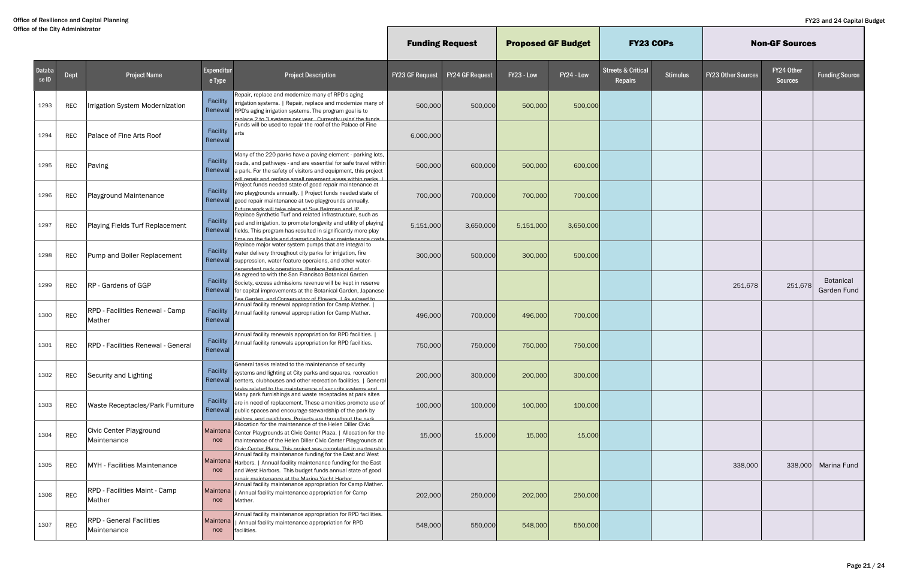| Database ID | Dept | Project Name | Expenditure Type | Project Description | Funding Request | | Proposed GF Budget | | FY23 COPs | | Non-GF Sources | | |
|---|---|---|---|---|---|---|---|---|---|---|---|---|---|
| | | | | | FY23 GF Request | FY24 GF Request | FY23 - Low | FY24 - Low | Streets & Critical Repairs | Stimulus | FY23 Other Sources | FY24 Other Sources | Funding Source |
| 1293 | REC | Irrigation System Modernization | Facility Renewal | Repair, replace and modernize many of RPD's aging irrigation systems. \| Repair, replace and modernize many of RPD's aging irrigation systems. The program goal is to replace 2 to 3 systems per year. Currently using the funds | 500,000 | 500,000 | 500,000 | 500,000 | | | | | |
| 1294 | REC | Palace of Fine Arts Roof | Facility Renewal | Funds will be used to repair the roof of the Palace of Fine arts | 6,000,000 | | | | | | | | |
| 1295 | REC | Paving | Facility Renewal | Many of the 220 parks have a paving element - parking lots, roads, and pathways - and are essential for safe travel within a park. For the safety of visitors and equipment, this project will repair and replace small pavement areas within parks. \| | 500,000 | 600,000 | 500,000 | 600,000 | | | | | |
| 1296 | REC | Playground Maintenance | Facility Renewal | Project funds needed state of good repair maintenance at two playgrounds annually. \| Project funds needed state of good repair maintenance at two playgrounds annually. Future work will take place at Sue Bierman and JP | 700,000 | 700,000 | 700,000 | 700,000 | | | | | |
| 1297 | REC | Playing Fields Turf Replacement | Facility Renewal | Replace Synthetic Turf and related infrastructure, such as pad and irrigation, to promote longevity and utility of playing fields. This program has resulted in significantly more play time on the fields and dramatically lower maintenance costs. | 5,151,000 | 3,650,000 | 5,151,000 | 3,650,000 | | | | | |
| 1298 | REC | Pump and Boiler Replacement | Facility Renewal | Replace major water system pumps that are integral to water delivery throughout city parks for irrigation, fire suppression, water feature operaions, and other water-dependent park operations. Replace boilers out of | 300,000 | 500,000 | 300,000 | 500,000 | | | | | |
| 1299 | REC | RP - Gardens of GGP | Facility Renewal | As agreed to with the San Francisco Botanical Garden Society, excess admissions revenue will be kept in reserve for capital improvements at the Botanical Garden, Japanese Tea Garden, and Conservatory of Flowers. \| As agreed to | | | | | | | 251,678 | 251,678 | Botanical Garden Fund |
| 1300 | REC | RPD - Facilities Renewal - Camp Mather | Facility Renewal | Annual facility renewal appropriation for Camp Mather. \| Annual facility renewal appropriation for Camp Mather. | 496,000 | 700,000 | 496,000 | 700,000 | | | | | |
| 1301 | REC | RPD - Facilities Renewal - General | Facility Renewal | Annual facility renewals appropriation for RPD facilities. \| Annual facility renewals appropriation for RPD facilities. | 750,000 | 750,000 | 750,000 | 750,000 | | | | | |
| 1302 | REC | Security and Lighting | Facility Renewal | General tasks related to the maintenance of security systems and lighting at City parks and squares, recreation centers, clubhouses and other recreation facilities. \| General tasks related to the maintenance of security systems and | 200,000 | 300,000 | 200,000 | 300,000 | | | | | |
| 1303 | REC | Waste Receptacles/Park Furniture | Facility Renewal | Many park furnishings and waste receptacles at park sites are in need of replacement. These amenities promote use of public spaces and encourage stewardship of the park by visitors and neighbors. Projects are throughout the park | 100,000 | 100,000 | 100,000 | 100,000 | | | | | |
| 1304 | REC | Civic Center Playground Maintenance | Maintenance | Allocation for the maintenance of the Helen Diller Civic Center Playgrounds at Civic Center Plaza. \| Allocation for the maintenance of the Helen Diller Civic Center Playgrounds at Civic Center Plaza. This project was completed in partnership | 15,000 | 15,000 | 15,000 | 15,000 | | | | | |
| 1305 | REC | MYH - Facilities Maintenance | Maintenance | Annual facility maintenance funding for the East and West Harbors. \| Annual facility maintenance funding for the East and West Harbors. This budget funds annual state of good repair maintenance at the Marina Yacht Harbor | | | | | | | 338,000 | 338,000 | Marina Fund |
| 1306 | REC | RPD - Facilities Maint - Camp Mather | Maintenance | Annual facility maintenance appropriation for Camp Mather. \| Annual facility maintenance appropriation for Camp Mather. | 202,000 | 250,000 | 202,000 | 250,000 | | | | | |
| 1307 | REC | RPD - General Facilities Maintenance | Maintenance | Annual facility maintenance appropriation for RPD facilities. \| Annual facility maintenance appropriation for RPD facilities. | 548,000 | 550,000 | 548,000 | 550,000 | | | | | |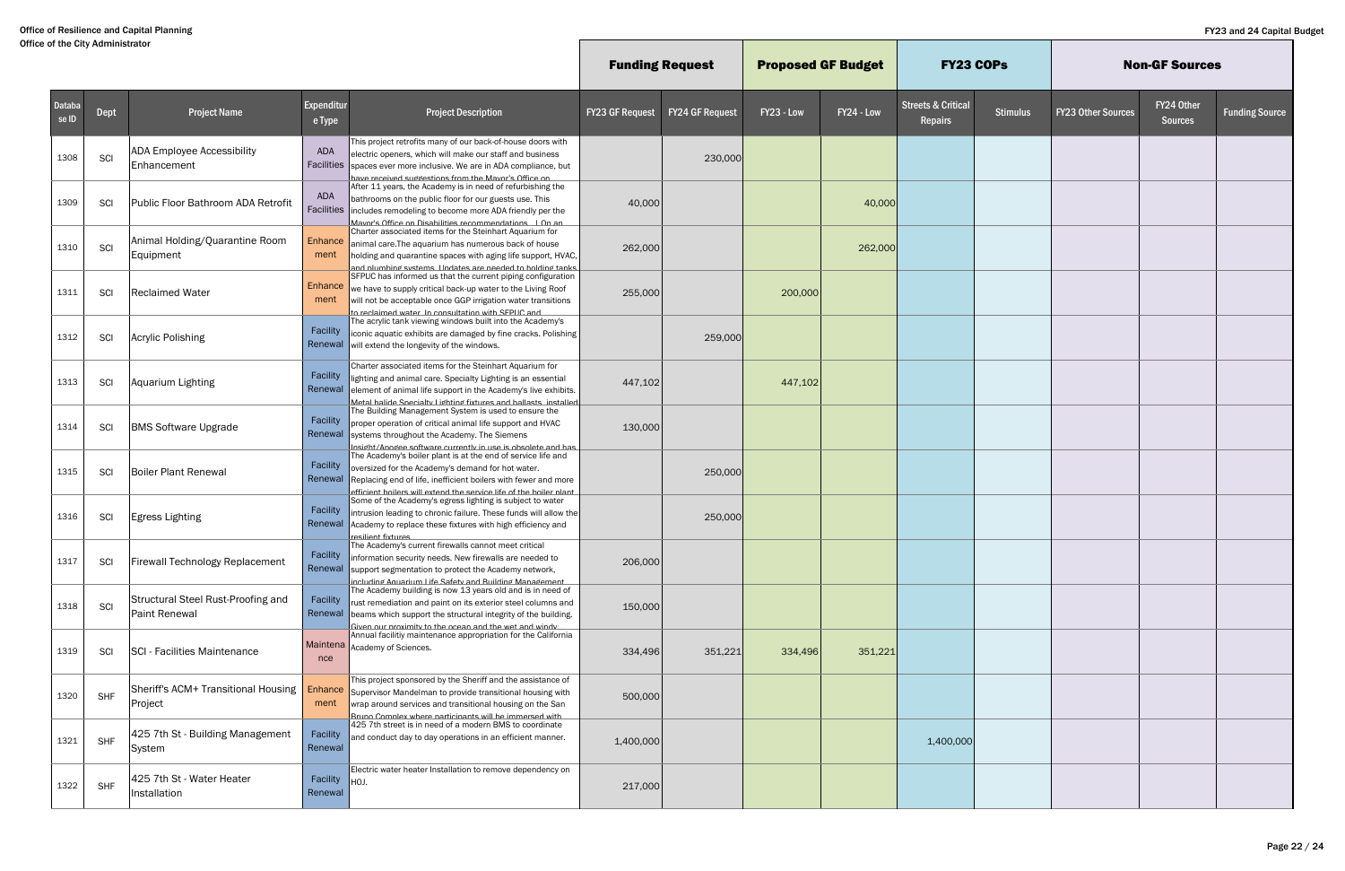Office of Resilience and Capital Planning
Office of the City Administrator

FY23 and 24 Capital Budget

| Database ID | Dept | Project Name | Expenditure Type | Project Description | Funding Request | | Proposed GF Budget | | FY23 COPs | | Non-GF Sources | | |
|---|---|---|---|---|---|---|---|---|---|---|---|---|---|
| | | | | | FY23 GF Request | FY24 GF Request | FY23 - Low | FY24 - Low | Streets & Critical Repairs | Stimulus | FY23 Other Sources | FY24 Other Sources | Funding Source |
| 1308 | SCI | ADA Employee Accessibility Enhancement | ADA Facilities | This project retrofits many of our back-of-house doors with electric openers, which will make our staff and business spaces ever more inclusive. We are in ADA compliance, but have received suggestions from the Mayor's Office on | | 230,000 | | | | | | | |
| 1309 | SCI | Public Floor Bathroom ADA Retrofit | ADA Facilities | After 11 years, the Academy is in need of refurbishing the bathrooms on the public floor for our guests use. This includes remodeling to become more ADA friendly per the Mayor's Office on Disabilities recommendations. | On an | 40,000 | | | 40,000 | | | | | |
| 1310 | SCI | Animal Holding/Quarantine Room Equipment | Enhancement | Charter associated items for the Steinhart Aquarium for animal care.The aquarium has numerous back of house holding and quarantine spaces with aging life support, HVAC, and plumbing systems. Updates are needed to holding tanks | 262,000 | | | 262,000 | | | | | |
| 1311 | SCI | Reclaimed Water | Enhancement | SFPUC has informed us that the current piping configuration we have to supply critical back-up water to the Living Roof will not be acceptable once GGP irrigation water transitions to reclaimed water. In consultation with SFPUC and | 255,000 | | 200,000 | | | | | | |
| 1312 | SCI | Acrylic Polishing | Facility Renewal | The acrylic tank viewing windows built into the Academy's iconic aquatic exhibits are damaged by fine cracks. Polishing will extend the longevity of the windows. | | 259,000 | | | | | | | |
| 1313 | SCI | Aquarium Lighting | Facility Renewal | Charter associated items for the Steinhart Aquarium for lighting and animal care. Specialty Lighting is an essential element of animal life support in the Academy's live exhibits. Metal halide Specialty Lighting fixtures and ballasts, installed | 447,102 | | 447,102 | | | | | | |
| 1314 | SCI | BMS Software Upgrade | Facility Renewal | The Building Management System is used to ensure the proper operation of critical animal life support and HVAC systems throughout the Academy. The Siemens Insight/Apogee software currently in use is obsolete and has | 130,000 | | | | | | | | |
| 1315 | SCI | Boiler Plant Renewal | Facility Renewal | The Academy's boiler plant is at the end of service life and oversized for the Academy's demand for hot water. Replacing end of life, inefficient boilers with fewer and more efficient boilers will extend the service life of the boiler plant | | 250,000 | | | | | | | |
| 1316 | SCI | Egress Lighting | Facility Renewal | Some of the Academy's egress lighting is subject to water intrusion leading to chronic failure. These funds will allow the Academy to replace these fixtures with high efficiency and resilient fixtures | | 250,000 | | | | | | | |
| 1317 | SCI | Firewall Technology Replacement | Facility Renewal | The Academy's current firewalls cannot meet critical information security needs. New firewalls are needed to support segmentation to protect the Academy network, including Aquarium Life Safety and Building Management | 206,000 | | | | | | | | |
| 1318 | SCI | Structural Steel Rust-Proofing and Paint Renewal | Facility Renewal | The Academy building is now 13 years old and is in need of rust remediation and paint on its exterior steel columns and beams which support the structural integrity of the building. Given our proximity to the ocean and the wet and windy | 150,000 | | | | | | | | |
| 1319 | SCI | SCI - Facilities Maintenance | Maintenance | Annual facility maintenance appropriation for the California Academy of Sciences. | 334,496 | 351,221 | 334,496 | 351,221 | | | | | |
| 1320 | SHF | Sheriff's ACM+ Transitional Housing Project | Enhancement | This project sponsored by the Sheriff and the assistance of Supervisor Mandelman to provide transitional housing with wrap around services and transitional housing on the San Bruno Complex where participants will be immersed with | 500,000 | | | | | | | | |
| 1321 | SHF | 425 7th St - Building Management System | Facility Renewal | 425 7th street is in need of a modern BMS to coordinate and conduct day to day operations in an efficient manner. | 1,400,000 | | | | 1,400,000 | | | | |
| 1322 | SHF | 425 7th St - Water Heater Installation | Facility Renewal | Electric water heater Installation to remove dependency on HOJ. | 217,000 | | | | | | | | |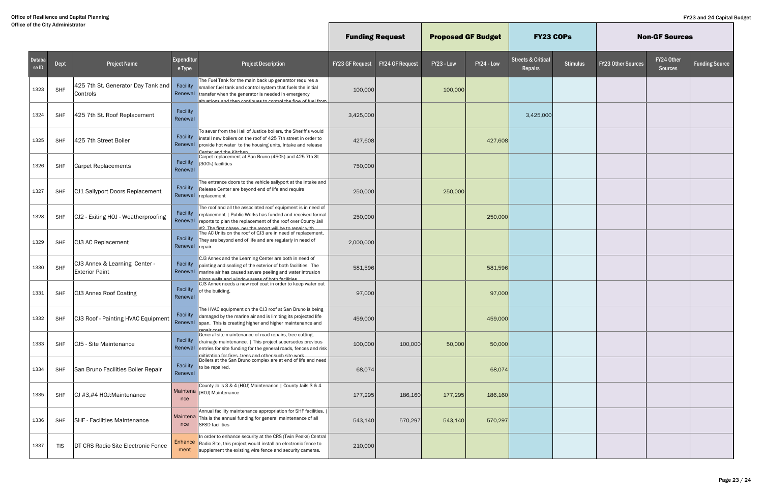Office of Resilience and Capital Planning
Office of the City Administrator

FY23 and 24 Capital Budget

| Database ID | Dept | Project Name | Expenditure Type | Project Description | Funding Request | | Proposed GF Budget | | FY23 COPs | | Non-GF Sources | | |
|---|---|---|---|---|---|---|---|---|---|---|---|---|---|
| | | | | | FY23 GF Request | FY24 GF Request | FY23 - Low | FY24 - Low | Streets & Critical Repairs | Stimulus | FY23 Other Sources | FY24 Other Sources | Funding Source |
| 1323 | SHF | 425 7th St. Generator Day Tank and Controls | Facility Renewal | The Fuel Tank for the main back up generator requires a smaller fuel tank and control system that fuels the initial transfer when the generator is needed in emergency situations and then continues to control the flow of fuel from | 100,000 | | 100,000 | | | | | | |
| 1324 | SHF | 425 7th St. Roof Replacement | Facility Renewal | | 3,425,000 | | | | 3,425,000 | | | | |
| 1325 | SHF | 425 7th Street Boiler | Facility Renewal | To sever from the Hall of Justice boilers, the Sheriff's would install new boilers on the roof of 425 7th street in order to provide hot water to the housing units, Intake and release Center and the Kitchen | 427,608 | | | 427,608 | | | | | |
| 1326 | SHF | Carpet Replacements | Facility Renewal | Carpet replacement at San Bruno (450k) and 425 7th St (300k) facilities | 750,000 | | | | | | | | |
| 1327 | SHF | CJ1 Sallyport Doors Replacement | Facility Renewal | The entrance doors to the vehicle sallyport at the Intake and Release Center are beyond end of life and require replacement | 250,000 | | 250,000 | | | | | | |
| 1328 | SHF | CJ2 - Exiting HOJ - Weatherproofing | Facility Renewal | The roof and all the associated roof equipment is in need of replacement \| Public Works has funded and received formal reports to plan the replacement of the roof over County Jail #2. The first phase, per the report will be to repair with | 250,000 | | | 250,000 | | | | | |
| 1329 | SHF | CJ3 AC Replacement | Facility Renewal | The AC Units on the roof of CJ3 are in need of replacement. They are beyond end of life and are regularly in need of repair. | 2,000,000 | | | | | | | | |
| 1330 | SHF | CJ3 Annex & Learning Center - Exterior Paint | Facility Renewal | CJ3 Annex and the Learning Center are both in need of painting and sealing of the exterior of both facilities. The marine air has caused severe peeling and water intrusion along walls and window areas of both facilities | 581,596 | | | 581,596 | | | | | |
| 1331 | SHF | CJ3 Annex Roof Coating | Facility Renewal | CJ3 Annex needs a new roof coat in order to keep water out of the building. | 97,000 | | | 97,000 | | | | | |
| 1332 | SHF | CJ3 Roof - Painting HVAC Equipment | Facility Renewal | The HVAC equipment on the CJ3 roof at San Bruno is being damaged by the marine air and is limiting its projected life span. This is creating higher and higher maintenance and repair cost | 459,000 | | | 459,000 | | | | | |
| 1333 | SHF | CJ5 - Site Maintenance | Facility Renewal | General site maintenance of road repairs, tree cutting, drainage maintenance. \| This project supersedes previous entries for site funding for the general roads, fences and risk mitigation for fires, trees and other such site work | 100,000 | 100,000 | 50,000 | 50,000 | | | | | |
| 1334 | SHF | San Bruno Facilities Boiler Repair | Facility Renewal | Boilers at the San Bruno complex are at end of life and need to be repaired. | 68,074 | | | 68,074 | | | | | |
| 1335 | SHF | CJ #3,#4 HOJ:Maintenance | Maintenance | County Jails 3 & 4 (HOJ) Maintenance \| County Jails 3 & 4 (HOJ) Maintenance | 177,295 | 186,160 | 177,295 | 186,160 | | | | | |
| 1336 | SHF | SHF - Facilities Maintenance | Maintenance | Annual facility maintenance appropriation for SHF facilities. \| This is the annual funding for general maintenance of all SFSD facilities | 543,140 | 570,297 | 543,140 | 570,297 | | | | | |
| 1337 | TIS | DT CRS Radio Site Electronic Fence | Enhancement | In order to enhance security at the CRS (Twin Peaks) Central Radio Site, this project would install an electronic fence to supplement the existing wire fence and security cameras. | 210,000 | | | | | | | | |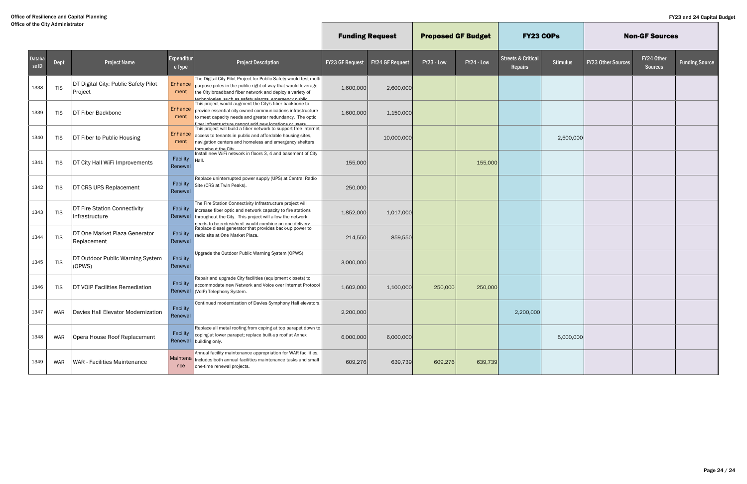Office of Resilience and Capital Planning
Office of the City Administrator

FY23 and 24 Capital Budget

| | | | | | Funding Request | | Proposed GF Budget | | FY23 COPs | | Non-GF Sources | | |
|---|---|---|---|---|---|---|---|---|---|---|---|---|---|
| Database ID | Dept | Project Name | Expenditure Type | Project Description | FY23 GF Request | FY24 GF Request | FY23 - Low | FY24 - Low | Streets & Critical Repairs | Stimulus | FY23 Other Sources | FY24 Other Sources | Funding Source |
| 1338 | TIS | DT Digital City: Public Safety Pilot Project | Enhancement | The Digital City Pilot Project for Public Safety would test multi-purpose poles in the public right of way that would leverage the City broadband fiber network and deploy a variety of technologies, such as safety alarms, emergency public | 1,600,000 | 2,600,000 | | | | | | | |
| 1339 | TIS | DT Fiber Backbone | Enhancement | This project would augment the City's fiber backbone to provide essential city-owned communications infrastructure to meet capacity needs and greater redundancy. The optic fiber infrastructure cannot add new locations or users | 1,600,000 | 1,150,000 | | | | | | | |
| 1340 | TIS | DT Fiber to Public Housing | Enhancement | This project will build a fiber network to support free Internet access to tenants in public and affordable housing sites, navigation centers and homeless and emergency shelters throughout the City | | 10,000,000 | | | | 2,500,000 | | | |
| 1341 | TIS | DT City Hall WiFi Improvements | Facility Renewal | Install new WiFi network in floors 3, 4 and basement of City Hall. | 155,000 | | | 155,000 | | | | | |
| 1342 | TIS | DT CRS UPS Replacement | Facility Renewal | Replace uninterrupted power supply (UPS) at Central Radio Site (CRS at Twin Peaks). | 250,000 | | | | | | | | |
| 1343 | TIS | DT Fire Station Connectivity Infrastructure | Facility Renewal | The Fire Station Connectivity Infrastructure project will increase fiber optic and network capacity to fire stations throughout the City. This project will allow the network needs to be redesigned, would combine on one delivery | 1,852,000 | 1,017,000 | | | | | | | |
| 1344 | TIS | DT One Market Plaza Generator Replacement | Facility Renewal | Replace diesel generator that provides back-up power to radio site at One Market Plaza. | 214,550 | 859,550 | | | | | | | |
| 1345 | TIS | DT Outdoor Public Warning System (OPWS) | Facility Renewal | Upgrade the Outdoor Public Warning System (OPWS) | 3,000,000 | | | | | | | | |
| 1346 | TIS | DT VOIP Facilities Remediation | Facility Renewal | Repair and upgrade City facilities (equipment closets) to accommodate new Network and Voice over Internet Protocol (VoIP) Telephony System. | 1,602,000 | 1,100,000 | 250,000 | 250,000 | | | | | |
| 1347 | WAR | Davies Hall Elevator Modernization | Facility Renewal | Continued modernization of Davies Symphony Hall elevators. | 2,200,000 | | | | 2,200,000 | | | | |
| 1348 | WAR | Opera House Roof Replacement | Facility Renewal | Replace all metal roofing from coping at top parapet down to coping at lower parapet; replace built-up roof at Annex building only. | 6,000,000 | 6,000,000 | | | | 5,000,000 | | | |
| 1349 | WAR | WAR - Facilities Maintenance | Maintenance | Annual facility maintenance appropriation for WAR facilities. Includes both annual facilities maintenance tasks and small one-time renewal projects. | 609,276 | 639,739 | 609,276 | 639,739 | | | | | |